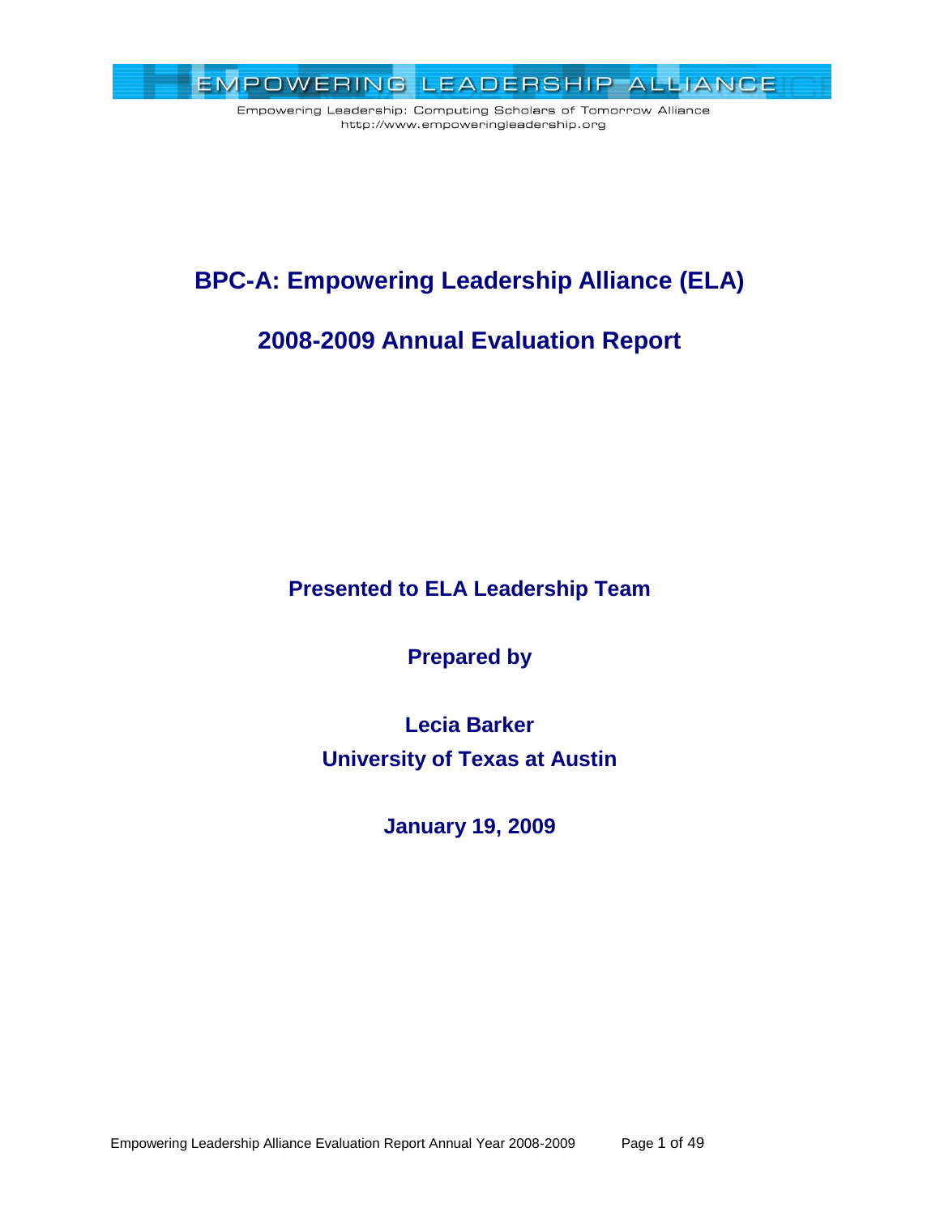EMPOWERING LEADERSHIP ALLIANCE

Empowering Leadership: Computing Scholars of Tomorrow Alliance
http://www.empoweringleadership.org

# BPC-A: Empowering Leadership Alliance (ELA)

# 2008-2009 Annual Evaluation Report

**Presented to ELA Leadership Team**

**Prepared by**

**Lecia Barker**
**University of Texas at Austin**

**January 19, 2009**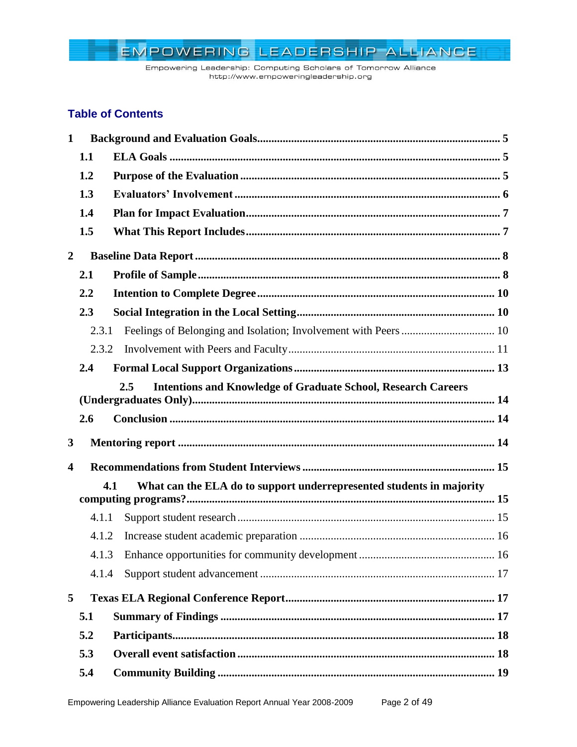## Table of Contents

- **1 Background and Evaluation Goals** ..... 5
  - **1.1 ELA Goals** ..... 5
  - **1.2 Purpose of the Evaluation** ..... 5
  - **1.3 Evaluators' Involvement** ..... 6
  - **1.4 Plan for Impact Evaluation** ..... 7
  - **1.5 What This Report Includes** ..... 7
- **2 Baseline Data Report** ..... 8
  - **2.1 Profile of Sample** ..... 8
  - **2.2 Intention to Complete Degree** ..... 10
  - **2.3 Social Integration in the Local Setting** ..... 10
    - 2.3.1 Feelings of Belonging and Isolation; Involvement with Peers ..... 10
    - 2.3.2 Involvement with Peers and Faculty ..... 11
  - **2.4 Formal Local Support Organizations** ..... 13
  - **2.5 Intentions and Knowledge of Graduate School, Research Careers (Undergraduates Only)** ..... 14
  - **2.6 Conclusion** ..... 14
- **3 Mentoring report** ..... 14
- **4 Recommendations from Student Interviews** ..... 15
  - **4.1 What can the ELA do to support underrepresented students in majority computing programs?** ..... 15
    - 4.1.1 Support student research ..... 15
    - 4.1.2 Increase student academic preparation ..... 16
    - 4.1.3 Enhance opportunities for community development ..... 16
    - 4.1.4 Support student advancement ..... 17
- **5 Texas ELA Regional Conference Report** ..... 17
  - **5.1 Summary of Findings** ..... 17
  - **5.2 Participants** ..... 18
  - **5.3 Overall event satisfaction** ..... 18
  - **5.4 Community Building** ..... 19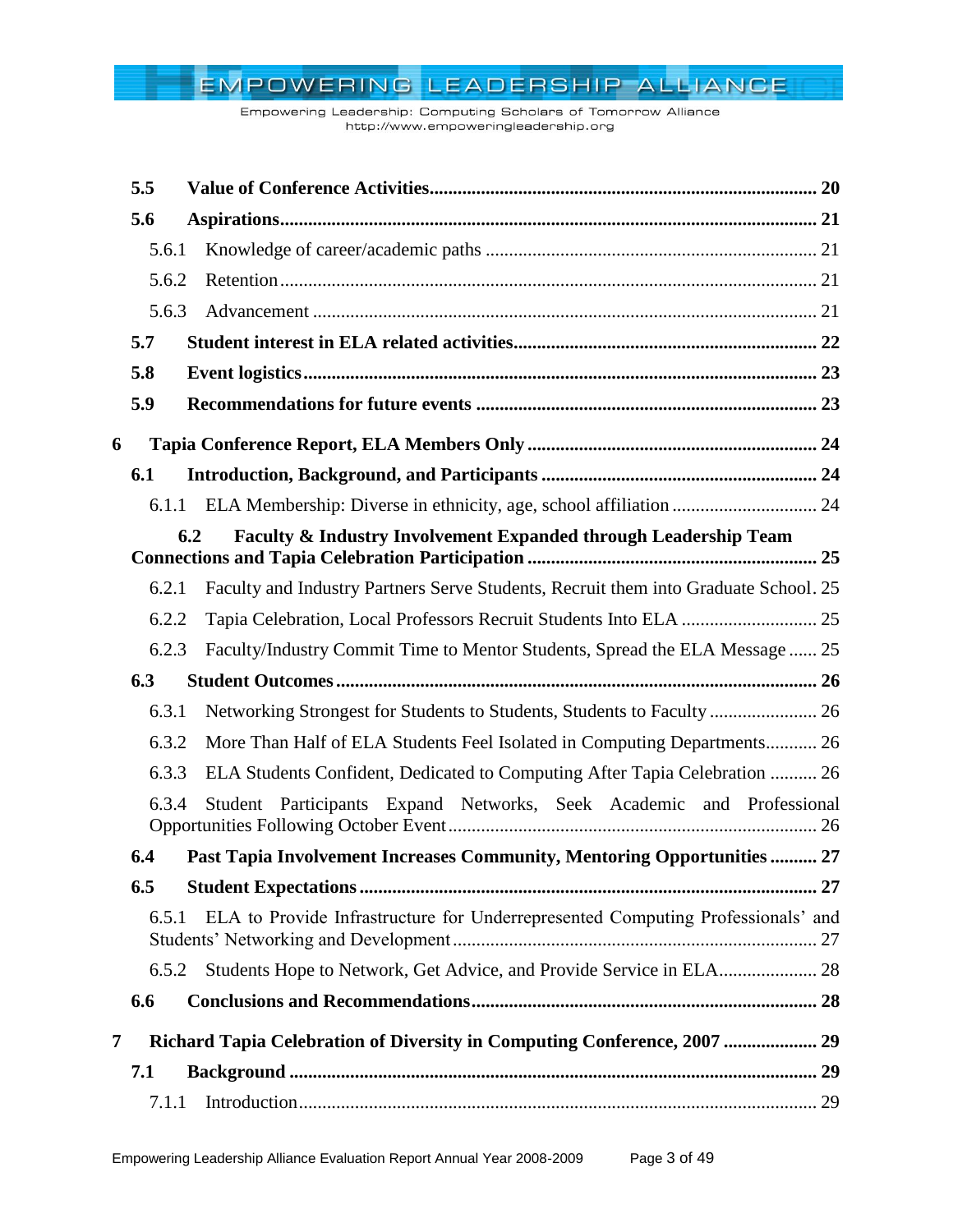5.5 **Value of Conference Activities** ..... 20

5.6 **Aspirations** ..... 21

5.6.1 Knowledge of career/academic paths ..... 21

5.6.2 Retention ..... 21

5.6.3 Advancement ..... 21

5.7 **Student interest in ELA related activities** ..... 22

5.8 **Event logistics** ..... 23

5.9 **Recommendations for future events** ..... 23

**6 Tapia Conference Report, ELA Members Only** ..... 24

6.1 **Introduction, Background, and Participants** ..... 24

6.1.1 ELA Membership: Diverse in ethnicity, age, school affiliation ..... 24

6.2 **Faculty & Industry Involvement Expanded through Leadership Team Connections and Tapia Celebration Participation** ..... 25

6.2.1 Faculty and Industry Partners Serve Students, Recruit them into Graduate School ..... 25

6.2.2 Tapia Celebration, Local Professors Recruit Students Into ELA ..... 25

6.2.3 Faculty/Industry Commit Time to Mentor Students, Spread the ELA Message ..... 25

6.3 **Student Outcomes** ..... 26

6.3.1 Networking Strongest for Students to Students, Students to Faculty ..... 26

6.3.2 More Than Half of ELA Students Feel Isolated in Computing Departments ..... 26

6.3.3 ELA Students Confident, Dedicated to Computing After Tapia Celebration ..... 26

6.3.4 Student Participants Expand Networks, Seek Academic and Professional Opportunities Following October Event ..... 26

6.4 **Past Tapia Involvement Increases Community, Mentoring Opportunities** ..... 27

6.5 **Student Expectations** ..... 27

6.5.1 ELA to Provide Infrastructure for Underrepresented Computing Professionals' and Students' Networking and Development ..... 27

6.5.2 Students Hope to Network, Get Advice, and Provide Service in ELA ..... 28

6.6 **Conclusions and Recommendations** ..... 28

**7 Richard Tapia Celebration of Diversity in Computing Conference, 2007** ..... 29

7.1 **Background** ..... 29

7.1.1 Introduction ..... 29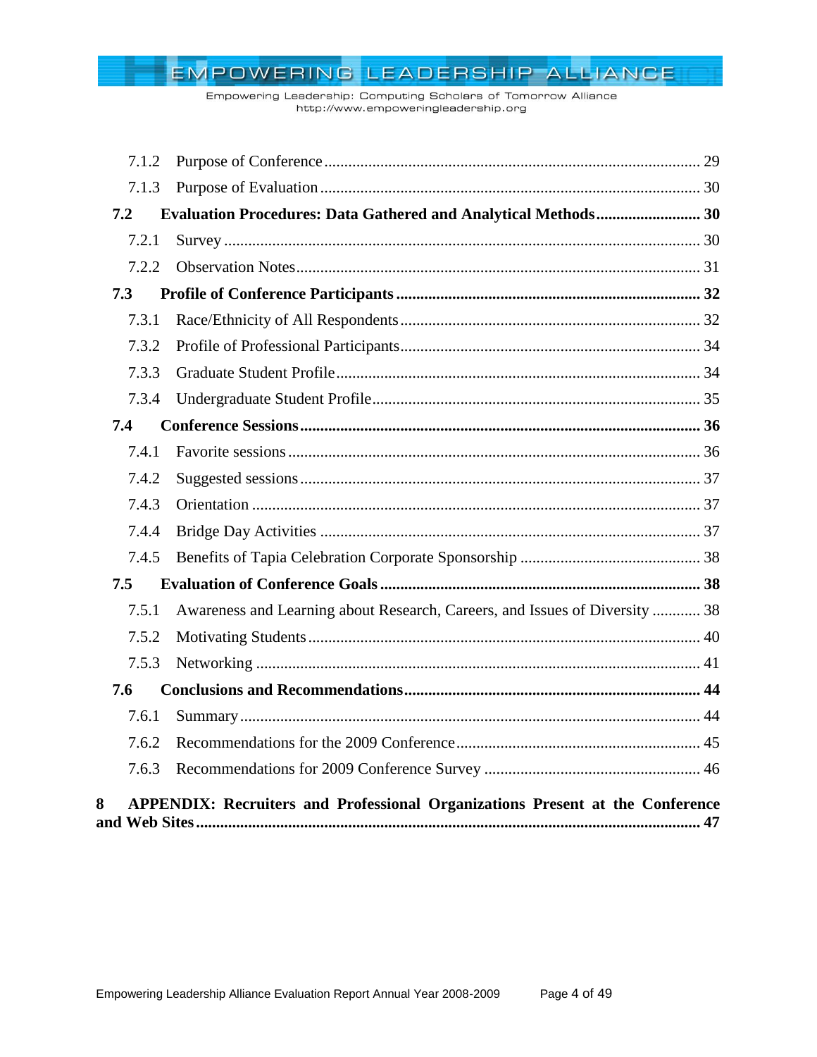- 7.1.2 Purpose of Conference ........ 29
- 7.1.3 Purpose of Evaluation ........ 30

**7.2 Evaluation Procedures: Data Gathered and Analytical Methods ........ 30**

- 7.2.1 Survey ........ 30
- 7.2.2 Observation Notes ........ 31

**7.3 Profile of Conference Participants ........ 32**

- 7.3.1 Race/Ethnicity of All Respondents ........ 32
- 7.3.2 Profile of Professional Participants ........ 34
- 7.3.3 Graduate Student Profile ........ 34
- 7.3.4 Undergraduate Student Profile ........ 35

**7.4 Conference Sessions ........ 36**

- 7.4.1 Favorite sessions ........ 36
- 7.4.2 Suggested sessions ........ 37
- 7.4.3 Orientation ........ 37
- 7.4.4 Bridge Day Activities ........ 37
- 7.4.5 Benefits of Tapia Celebration Corporate Sponsorship ........ 38

**7.5 Evaluation of Conference Goals ........ 38**

- 7.5.1 Awareness and Learning about Research, Careers, and Issues of Diversity ........ 38
- 7.5.2 Motivating Students ........ 40
- 7.5.3 Networking ........ 41

**7.6 Conclusions and Recommendations ........ 44**

- 7.6.1 Summary ........ 44
- 7.6.2 Recommendations for the 2009 Conference ........ 45
- 7.6.3 Recommendations for 2009 Conference Survey ........ 46

**8 APPENDIX: Recruiters and Professional Organizations Present at the Conference and Web Sites ........ 47**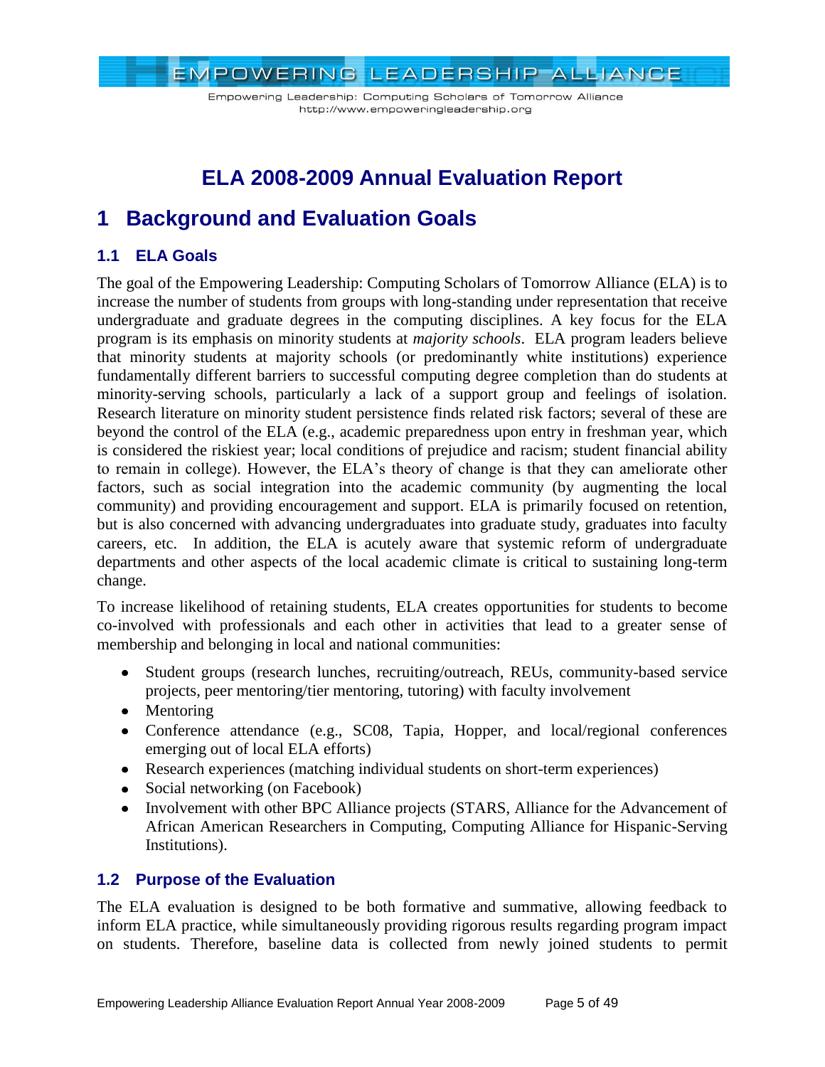# ELA 2008-2009 Annual Evaluation Report

## 1 Background and Evaluation Goals

### 1.1 ELA Goals

The goal of the Empowering Leadership: Computing Scholars of Tomorrow Alliance (ELA) is to increase the number of students from groups with long-standing under representation that receive undergraduate and graduate degrees in the computing disciplines. A key focus for the ELA program is its emphasis on minority students at *majority schools*. ELA program leaders believe that minority students at majority schools (or predominantly white institutions) experience fundamentally different barriers to successful computing degree completion than do students at minority-serving schools, particularly a lack of a support group and feelings of isolation. Research literature on minority student persistence finds related risk factors; several of these are beyond the control of the ELA (e.g., academic preparedness upon entry in freshman year, which is considered the riskiest year; local conditions of prejudice and racism; student financial ability to remain in college). However, the ELA's theory of change is that they can ameliorate other factors, such as social integration into the academic community (by augmenting the local community) and providing encouragement and support. ELA is primarily focused on retention, but is also concerned with advancing undergraduates into graduate study, graduates into faculty careers, etc. In addition, the ELA is acutely aware that systemic reform of undergraduate departments and other aspects of the local academic climate is critical to sustaining long-term change.

To increase likelihood of retaining students, ELA creates opportunities for students to become co-involved with professionals and each other in activities that lead to a greater sense of membership and belonging in local and national communities:

- Student groups (research lunches, recruiting/outreach, REUs, community-based service projects, peer mentoring/tier mentoring, tutoring) with faculty involvement
- Mentoring
- Conference attendance (e.g., SC08, Tapia, Hopper, and local/regional conferences emerging out of local ELA efforts)
- Research experiences (matching individual students on short-term experiences)
- Social networking (on Facebook)
- Involvement with other BPC Alliance projects (STARS, Alliance for the Advancement of African American Researchers in Computing, Computing Alliance for Hispanic-Serving Institutions).

### 1.2 Purpose of the Evaluation

The ELA evaluation is designed to be both formative and summative, allowing feedback to inform ELA practice, while simultaneously providing rigorous results regarding program impact on students. Therefore, baseline data is collected from newly joined students to permit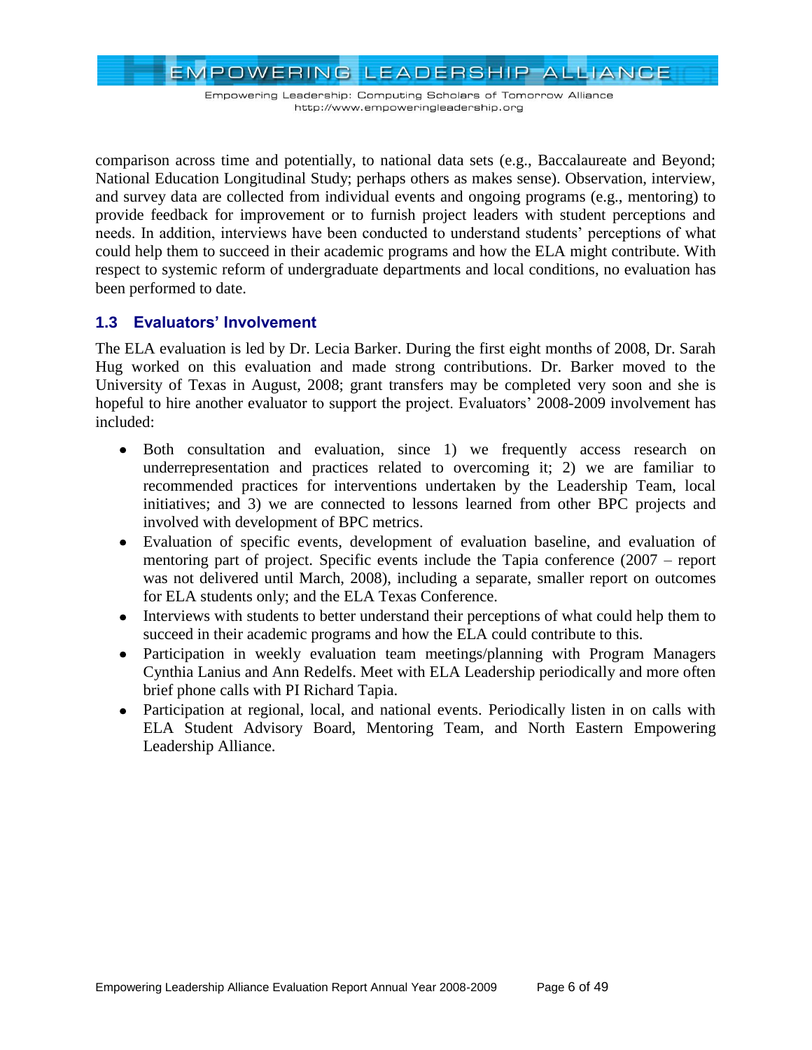comparison across time and potentially, to national data sets (e.g., Baccalaureate and Beyond; National Education Longitudinal Study; perhaps others as makes sense). Observation, interview, and survey data are collected from individual events and ongoing programs (e.g., mentoring) to provide feedback for improvement or to furnish project leaders with student perceptions and needs. In addition, interviews have been conducted to understand students' perceptions of what could help them to succeed in their academic programs and how the ELA might contribute. With respect to systemic reform of undergraduate departments and local conditions, no evaluation has been performed to date.

### 1.3 Evaluators' Involvement

The ELA evaluation is led by Dr. Lecia Barker. During the first eight months of 2008, Dr. Sarah Hug worked on this evaluation and made strong contributions. Dr. Barker moved to the University of Texas in August, 2008; grant transfers may be completed very soon and she is hopeful to hire another evaluator to support the project. Evaluators' 2008-2009 involvement has included:

- Both consultation and evaluation, since 1) we frequently access research on underrepresentation and practices related to overcoming it; 2) we are familiar to recommended practices for interventions undertaken by the Leadership Team, local initiatives; and 3) we are connected to lessons learned from other BPC projects and involved with development of BPC metrics.
- Evaluation of specific events, development of evaluation baseline, and evaluation of mentoring part of project. Specific events include the Tapia conference (2007 – report was not delivered until March, 2008), including a separate, smaller report on outcomes for ELA students only; and the ELA Texas Conference.
- Interviews with students to better understand their perceptions of what could help them to succeed in their academic programs and how the ELA could contribute to this.
- Participation in weekly evaluation team meetings/planning with Program Managers Cynthia Lanius and Ann Redelfs. Meet with ELA Leadership periodically and more often brief phone calls with PI Richard Tapia.
- Participation at regional, local, and national events. Periodically listen in on calls with ELA Student Advisory Board, Mentoring Team, and North Eastern Empowering Leadership Alliance.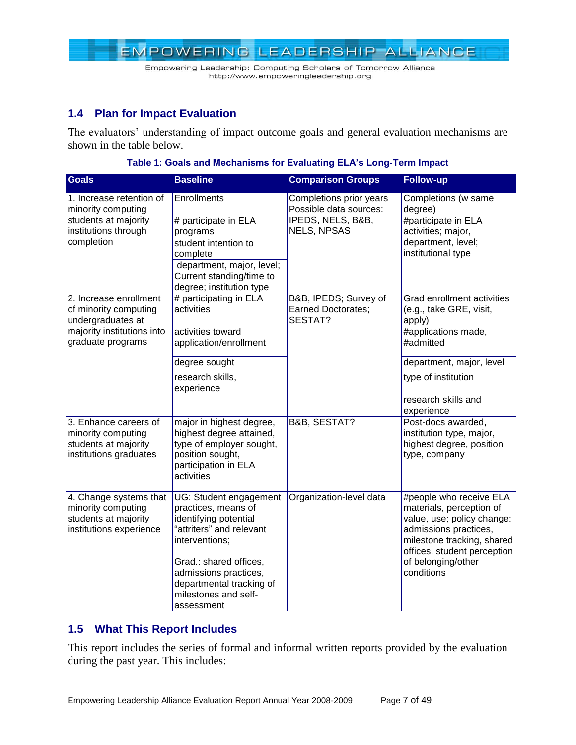## 1.4 Plan for Impact Evaluation

The evaluators' understanding of impact outcome goals and general evaluation mechanisms are shown in the table below.

**Table 1: Goals and Mechanisms for Evaluating ELA's Long-Term Impact**

| Goals | Baseline | Comparison Groups | Follow-up |
|---|---|---|---|
| 1. Increase retention of minority computing students at majority institutions through completion | Enrollments | Completions prior years Possible data sources: IPEDS, NELS, B&B, NELS, NPSAS | Completions (w same degree) |
| | # participate in ELA programs | | #participate in ELA activities; major, department, level; institutional type |
| | student intention to complete | | |
| | department, major, level; Current standing/time to degree; institution type | | |
| 2. Increase enrollment of minority computing undergraduates at majority institutions into graduate programs | # participating in ELA activities | B&B, IPEDS; Survey of Earned Doctorates; SESTAT? | Grad enrollment activities (e.g., take GRE, visit, apply) |
| | activities toward application/enrollment | | #applications made, #admitted |
| | degree sought | | department, major, level |
| | research skills, experience | | type of institution |
| | | | research skills and experience |
| 3. Enhance careers of minority computing students at majority institutions graduates | major in highest degree, highest degree attained, type of employer sought, position sought, participation in ELA activities | B&B, SESTAT? | Post-docs awarded, institution type, major, highest degree, position type, company |
| 4. Change systems that minority computing students at majority institutions experience | UG: Student engagement practices, means of identifying potential "attriters" and relevant interventions;<br><br>Grad.: shared offices, admissions practices, departmental tracking of milestones and self-assessment | Organization-level data | #people who receive ELA materials, perception of value, use; policy change: admissions practices, milestone tracking, shared offices, student perception of belonging/other conditions |

## 1.5 What This Report Includes

This report includes the series of formal and informal written reports provided by the evaluation during the past year. This includes: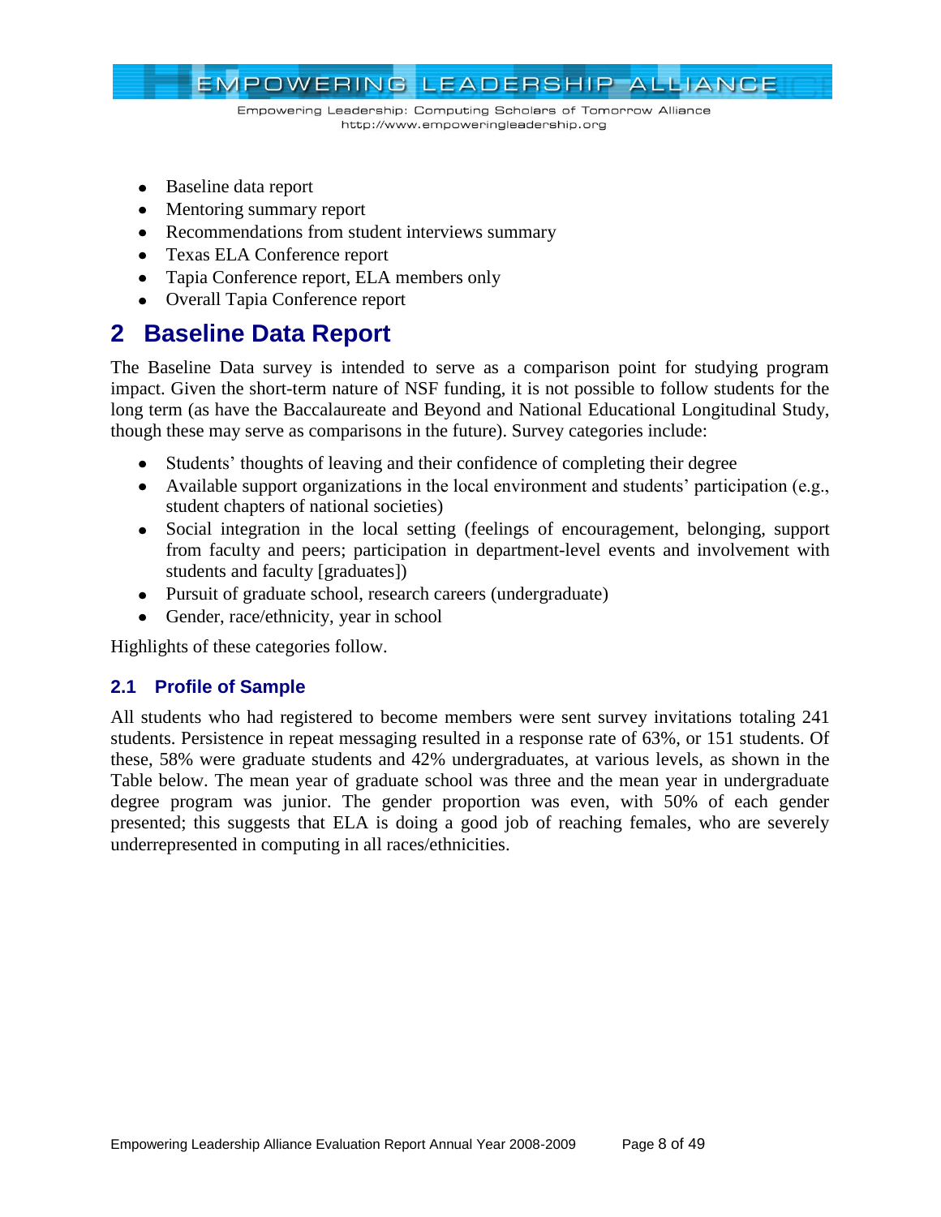- Baseline data report
- Mentoring summary report
- Recommendations from student interviews summary
- Texas ELA Conference report
- Tapia Conference report, ELA members only
- Overall Tapia Conference report

# 2 Baseline Data Report

The Baseline Data survey is intended to serve as a comparison point for studying program impact. Given the short-term nature of NSF funding, it is not possible to follow students for the long term (as have the Baccalaureate and Beyond and National Educational Longitudinal Study, though these may serve as comparisons in the future). Survey categories include:

- Students' thoughts of leaving and their confidence of completing their degree
- Available support organizations in the local environment and students' participation (e.g., student chapters of national societies)
- Social integration in the local setting (feelings of encouragement, belonging, support from faculty and peers; participation in department-level events and involvement with students and faculty [graduates])
- Pursuit of graduate school, research careers (undergraduate)
- Gender, race/ethnicity, year in school

Highlights of these categories follow.

## 2.1 Profile of Sample

All students who had registered to become members were sent survey invitations totaling 241 students. Persistence in repeat messaging resulted in a response rate of 63%, or 151 students. Of these, 58% were graduate students and 42% undergraduates, at various levels, as shown in the Table below. The mean year of graduate school was three and the mean year in undergraduate degree program was junior. The gender proportion was even, with 50% of each gender presented; this suggests that ELA is doing a good job of reaching females, who are severely underrepresented in computing in all races/ethnicities.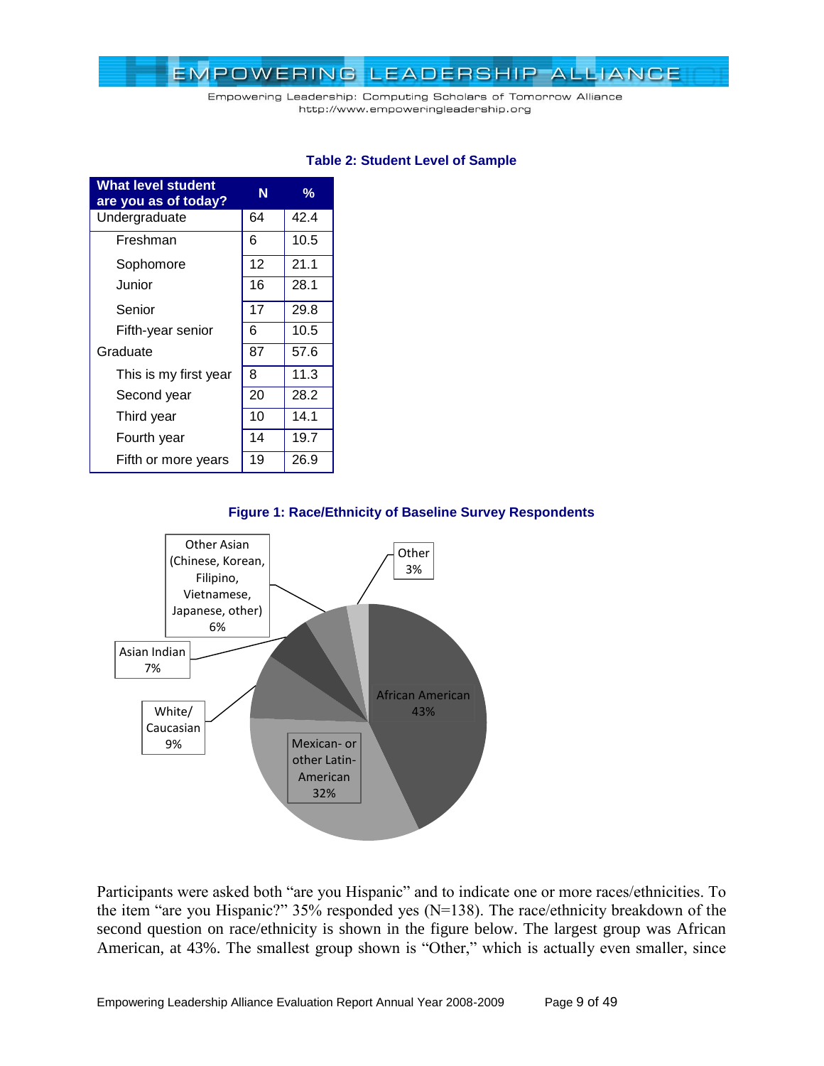**Table 2: Student Level of Sample**

| What level student are you as of today? | N | % |
|---|---|---|
| Undergraduate | 64 | 42.4 |
| Freshman | 6 | 10.5 |
| Sophomore | 12 | 21.1 |
| Junior | 16 | 28.1 |
| Senior | 17 | 29.8 |
| Fifth-year senior | 6 | 10.5 |
| Graduate | 87 | 57.6 |
| This is my first year | 8 | 11.3 |
| Second year | 20 | 28.2 |
| Third year | 10 | 14.1 |
| Fourth year | 14 | 19.7 |
| Fifth or more years | 19 | 26.9 |

**Figure 1: Race/Ethnicity of Baseline Survey Respondents**

| Race/Ethnicity | % |
|---|---|
| African American | 43% |
| Mexican- or other Latin-American | 32% |
| White/ Caucasian | 9% |
| Asian Indian | 7% |
| Other Asian (Chinese, Korean, Filipino, Vietnamese, Japanese, other) | 6% |
| Other | 3% |

Participants were asked both "are you Hispanic" and to indicate one or more races/ethnicities. To the item "are you Hispanic?" 35% responded yes (N=138). The race/ethnicity breakdown of the second question on race/ethnicity is shown in the figure below. The largest group was African American, at 43%. The smallest group shown is "Other," which is actually even smaller, since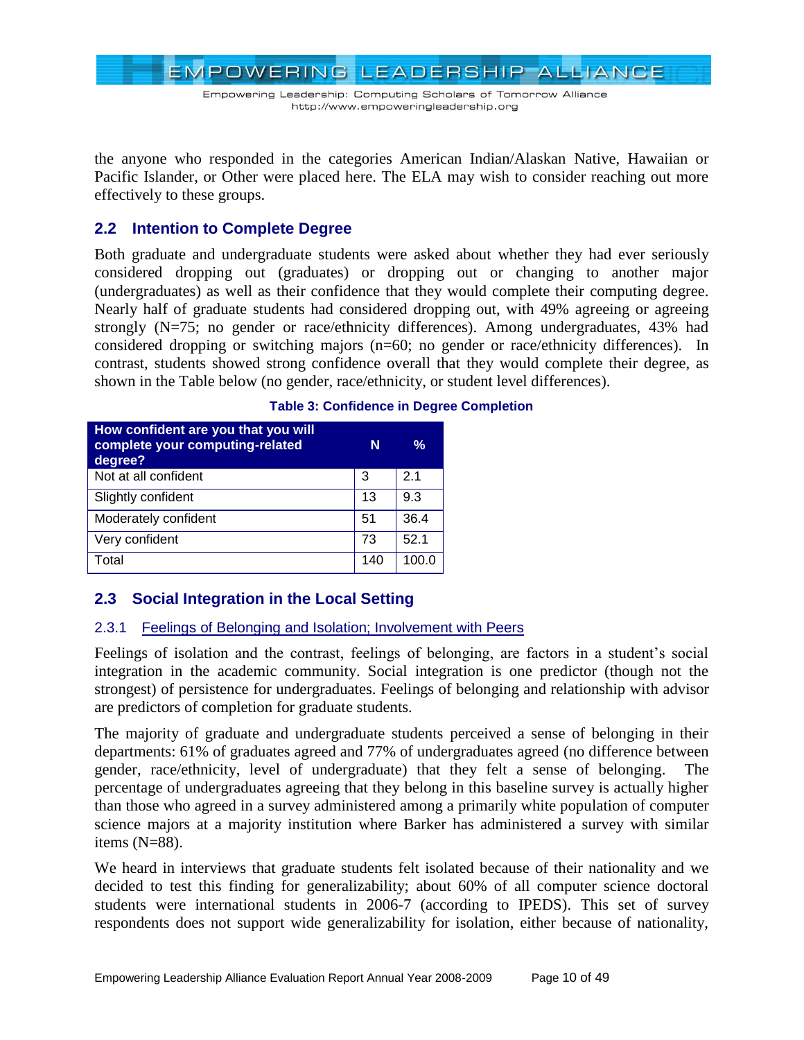the anyone who responded in the categories American Indian/Alaskan Native, Hawaiian or Pacific Islander, or Other were placed here. The ELA may wish to consider reaching out more effectively to these groups.

## 2.2 Intention to Complete Degree

Both graduate and undergraduate students were asked about whether they had ever seriously considered dropping out (graduates) or dropping out or changing to another major (undergraduates) as well as their confidence that they would complete their computing degree. Nearly half of graduate students had considered dropping out, with 49% agreeing or agreeing strongly (N=75; no gender or race/ethnicity differences). Among undergraduates, 43% had considered dropping or switching majors (n=60; no gender or race/ethnicity differences). In contrast, students showed strong confidence overall that they would complete their degree, as shown in the Table below (no gender, race/ethnicity, or student level differences).

**Table 3: Confidence in Degree Completion**

| How confident are you that you will complete your computing-related degree? | N | % |
|---|---|---|
| Not at all confident | 3 | 2.1 |
| Slightly confident | 13 | 9.3 |
| Moderately confident | 51 | 36.4 |
| Very confident | 73 | 52.1 |
| Total | 140 | 100.0 |

## 2.3 Social Integration in the Local Setting

### 2.3.1 Feelings of Belonging and Isolation; Involvement with Peers

Feelings of isolation and the contrast, feelings of belonging, are factors in a student's social integration in the academic community. Social integration is one predictor (though not the strongest) of persistence for undergraduates. Feelings of belonging and relationship with advisor are predictors of completion for graduate students.

The majority of graduate and undergraduate students perceived a sense of belonging in their departments: 61% of graduates agreed and 77% of undergraduates agreed (no difference between gender, race/ethnicity, level of undergraduate) that they felt a sense of belonging. The percentage of undergraduates agreeing that they belong in this baseline survey is actually higher than those who agreed in a survey administered among a primarily white population of computer science majors at a majority institution where Barker has administered a survey with similar items (N=88).

We heard in interviews that graduate students felt isolated because of their nationality and we decided to test this finding for generalizability; about 60% of all computer science doctoral students were international students in 2006-7 (according to IPEDS). This set of survey respondents does not support wide generalizability for isolation, either because of nationality,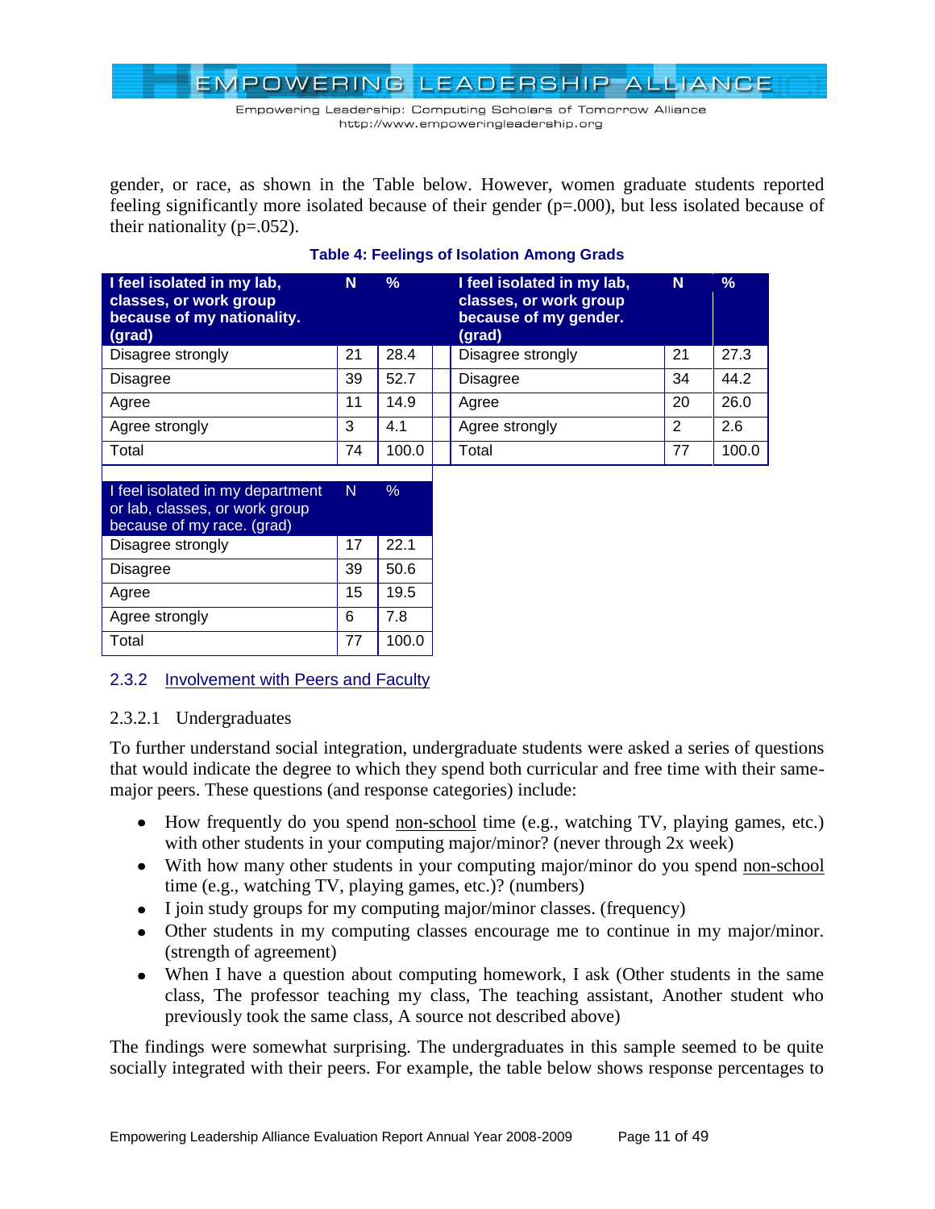gender, or race, as shown in the Table below. However, women graduate students reported feeling significantly more isolated because of their gender (p=.000), but less isolated because of their nationality (p=.052).

**Table 4: Feelings of Isolation Among Grads**

| I feel isolated in my lab, classes, or work group because of my nationality. (grad) | N | % |
|---|---|---|
| Disagree strongly | 21 | 28.4 |
| Disagree | 39 | 52.7 |
| Agree | 11 | 14.9 |
| Agree strongly | 3 | 4.1 |
| Total | 74 | 100.0 |

| I feel isolated in my lab, classes, or work group because of my gender. (grad) | N | % |
|---|---|---|
| Disagree strongly | 21 | 27.3 |
| Disagree | 34 | 44.2 |
| Agree | 20 | 26.0 |
| Agree strongly | 2 | 2.6 |
| Total | 77 | 100.0 |

| I feel isolated in my department or lab, classes, or work group because of my race. (grad) | N | % |
|---|---|---|
| Disagree strongly | 17 | 22.1 |
| Disagree | 39 | 50.6 |
| Agree | 15 | 19.5 |
| Agree strongly | 6 | 7.8 |
| Total | 77 | 100.0 |

### 2.3.2 Involvement with Peers and Faculty

#### 2.3.2.1 Undergraduates

To further understand social integration, undergraduate students were asked a series of questions that would indicate the degree to which they spend both curricular and free time with their same-major peers. These questions (and response categories) include:

- How frequently do you spend non-school time (e.g., watching TV, playing games, etc.) with other students in your computing major/minor? (never through 2x week)
- With how many other students in your computing major/minor do you spend non-school time (e.g., watching TV, playing games, etc.)? (numbers)
- I join study groups for my computing major/minor classes. (frequency)
- Other students in my computing classes encourage me to continue in my major/minor. (strength of agreement)
- When I have a question about computing homework, I ask (Other students in the same class, The professor teaching my class, The teaching assistant, Another student who previously took the same class, A source not described above)

The findings were somewhat surprising. The undergraduates in this sample seemed to be quite socially integrated with their peers. For example, the table below shows response percentages to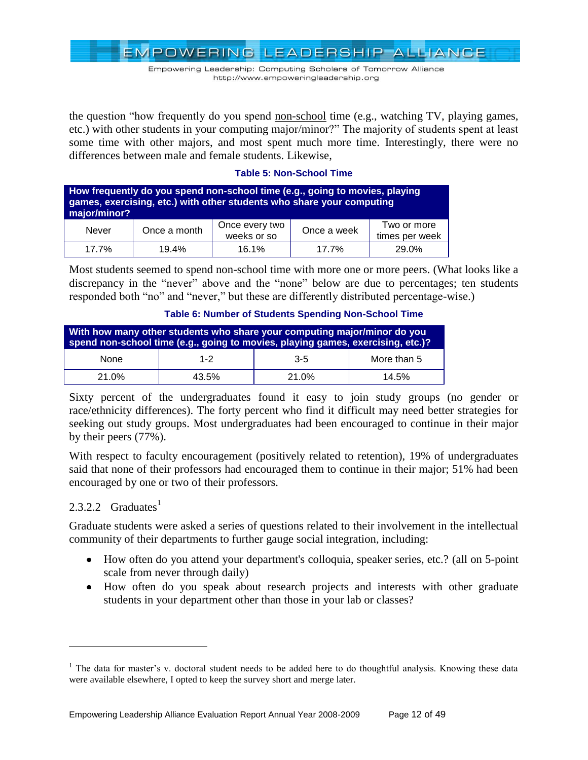the question "how frequently do you spend non-school time (e.g., watching TV, playing games, etc.) with other students in your computing major/minor?" The majority of students spent at least some time with other majors, and most spent much more time. Interestingly, there were no differences between male and female students. Likewise,

**Table 5: Non-School Time**

| How frequently do you spend non-school time (e.g., going to movies, playing games, exercising, etc.) with other students who share your computing major/minor? | | | | |
|---|---|---|---|---|
| Never | Once a month | Once every two weeks or so | Once a week | Two or more times per week |
| 17.7% | 19.4% | 16.1% | 17.7% | 29.0% |

Most students seemed to spend non-school time with more one or more peers. (What looks like a discrepancy in the "never" above and the "none" below are due to percentages; ten students responded both "no" and "never," but these are differently distributed percentage-wise.)

**Table 6: Number of Students Spending Non-School Time**

| With how many other students who share your computing major/minor do you spend non-school time (e.g., going to movies, playing games, exercising, etc.)? | | | |
|---|---|---|---|
| None | 1-2 | 3-5 | More than 5 |
| 21.0% | 43.5% | 21.0% | 14.5% |

Sixty percent of the undergraduates found it easy to join study groups (no gender or race/ethnicity differences). The forty percent who find it difficult may need better strategies for seeking out study groups. Most undergraduates had been encouraged to continue in their major by their peers (77%).

With respect to faculty encouragement (positively related to retention), 19% of undergraduates said that none of their professors had encouraged them to continue in their major; 51% had been encouraged by one or two of their professors.

#### 2.3.2.2 Graduates[1]

Graduate students were asked a series of questions related to their involvement in the intellectual community of their departments to further gauge social integration, including:

- How often do you attend your department's colloquia, speaker series, etc.? (all on 5-point scale from never through daily)
- How often do you speak about research projects and interests with other graduate students in your department other than those in your lab or classes?

[1] The data for master's v. doctoral student needs to be added here to do thoughtful analysis. Knowing these data were available elsewhere, I opted to keep the survey short and merge later.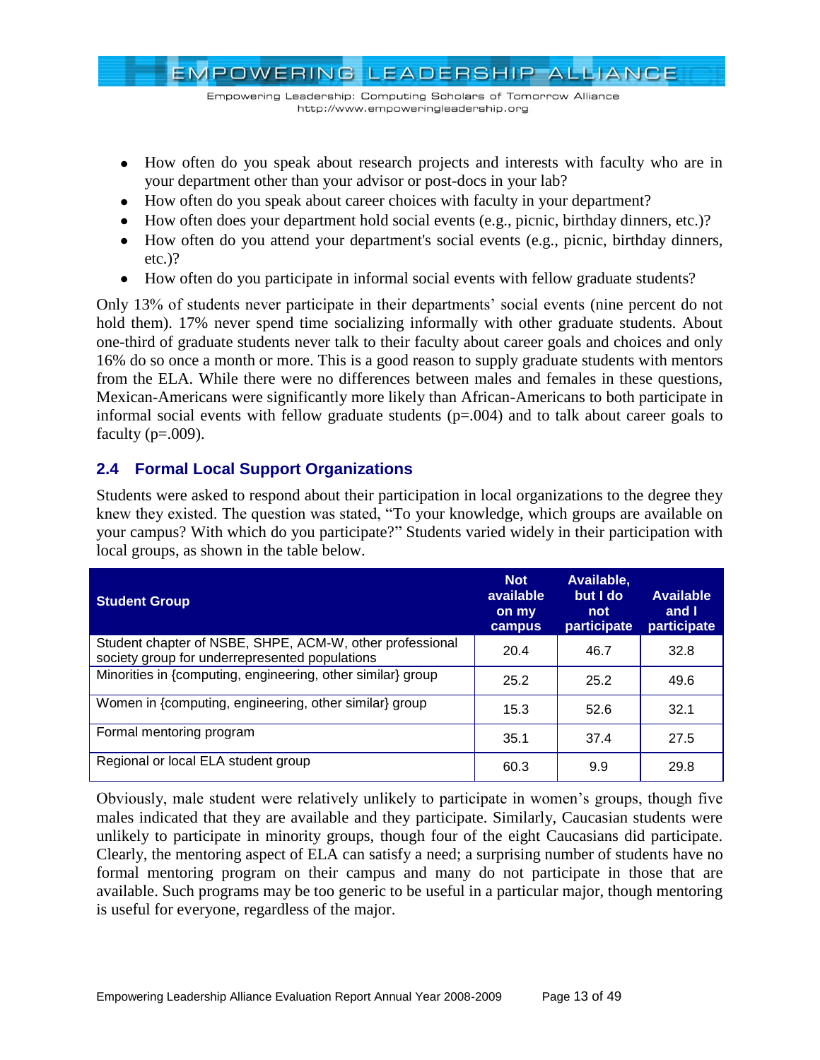- How often do you speak about research projects and interests with faculty who are in your department other than your advisor or post-docs in your lab?
- How often do you speak about career choices with faculty in your department?
- How often does your department hold social events (e.g., picnic, birthday dinners, etc.)?
- How often do you attend your department's social events (e.g., picnic, birthday dinners, etc.)?
- How often do you participate in informal social events with fellow graduate students?

Only 13% of students never participate in their departments' social events (nine percent do not hold them). 17% never spend time socializing informally with other graduate students. About one-third of graduate students never talk to their faculty about career goals and choices and only 16% do so once a month or more. This is a good reason to supply graduate students with mentors from the ELA. While there were no differences between males and females in these questions, Mexican-Americans were significantly more likely than African-Americans to both participate in informal social events with fellow graduate students ($p=.004$) and to talk about career goals to faculty ($p=.009$).

## 2.4 Formal Local Support Organizations

Students were asked to respond about their participation in local organizations to the degree they knew they existed. The question was stated, "To your knowledge, which groups are available on your campus? With which do you participate?" Students varied widely in their participation with local groups, as shown in the table below.

| Student Group | Not available on my campus | Available, but I do not participate | Available and I participate |
|---|---|---|---|
| Student chapter of NSBE, SHPE, ACM-W, other professional society group for underrepresented populations | 20.4 | 46.7 | 32.8 |
| Minorities in {computing, engineering, other similar} group | 25.2 | 25.2 | 49.6 |
| Women in {computing, engineering, other similar} group | 15.3 | 52.6 | 32.1 |
| Formal mentoring program | 35.1 | 37.4 | 27.5 |
| Regional or local ELA student group | 60.3 | 9.9 | 29.8 |

Obviously, male student were relatively unlikely to participate in women's groups, though five males indicated that they are available and they participate. Similarly, Caucasian students were unlikely to participate in minority groups, though four of the eight Caucasians did participate. Clearly, the mentoring aspect of ELA can satisfy a need; a surprising number of students have no formal mentoring program on their campus and many do not participate in those that are available. Such programs may be too generic to be useful in a particular major, though mentoring is useful for everyone, regardless of the major.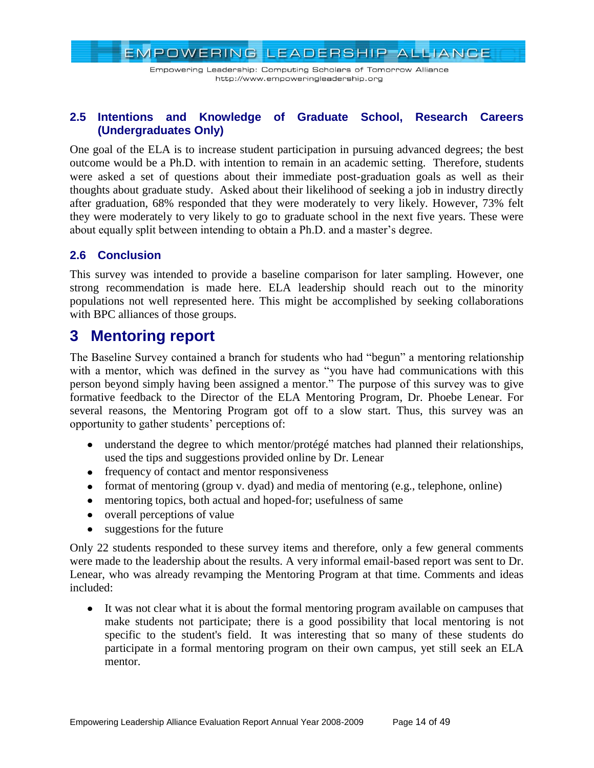## 2.5 Intentions and Knowledge of Graduate School, Research Careers (Undergraduates Only)

One goal of the ELA is to increase student participation in pursuing advanced degrees; the best outcome would be a Ph.D. with intention to remain in an academic setting. Therefore, students were asked a set of questions about their immediate post-graduation goals as well as their thoughts about graduate study. Asked about their likelihood of seeking a job in industry directly after graduation, 68% responded that they were moderately to very likely. However, 73% felt they were moderately to very likely to go to graduate school in the next five years. These were about equally split between intending to obtain a Ph.D. and a master's degree.

## 2.6 Conclusion

This survey was intended to provide a baseline comparison for later sampling. However, one strong recommendation is made here. ELA leadership should reach out to the minority populations not well represented here. This might be accomplished by seeking collaborations with BPC alliances of those groups.

# 3 Mentoring report

The Baseline Survey contained a branch for students who had "begun" a mentoring relationship with a mentor, which was defined in the survey as "you have had communications with this person beyond simply having been assigned a mentor." The purpose of this survey was to give formative feedback to the Director of the ELA Mentoring Program, Dr. Phoebe Lenear. For several reasons, the Mentoring Program got off to a slow start. Thus, this survey was an opportunity to gather students' perceptions of:

- understand the degree to which mentor/protégé matches had planned their relationships, used the tips and suggestions provided online by Dr. Lenear
- frequency of contact and mentor responsiveness
- format of mentoring (group v. dyad) and media of mentoring (e.g., telephone, online)
- mentoring topics, both actual and hoped-for; usefulness of same
- overall perceptions of value
- suggestions for the future

Only 22 students responded to these survey items and therefore, only a few general comments were made to the leadership about the results. A very informal email-based report was sent to Dr. Lenear, who was already revamping the Mentoring Program at that time. Comments and ideas included:

- It was not clear what it is about the formal mentoring program available on campuses that make students not participate; there is a good possibility that local mentoring is not specific to the student's field. It was interesting that so many of these students do participate in a formal mentoring program on their own campus, yet still seek an ELA mentor.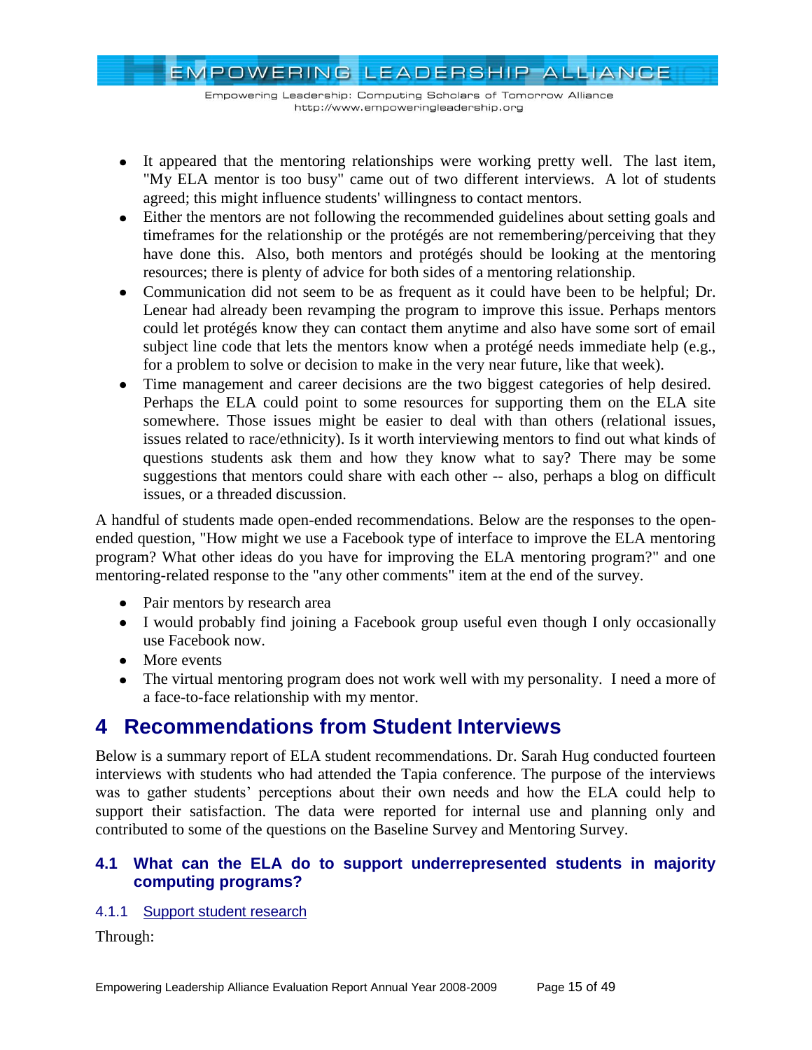- It appeared that the mentoring relationships were working pretty well. The last item, "My ELA mentor is too busy" came out of two different interviews. A lot of students agreed; this might influence students' willingness to contact mentors.
- Either the mentors are not following the recommended guidelines about setting goals and timeframes for the relationship or the protégés are not remembering/perceiving that they have done this. Also, both mentors and protégés should be looking at the mentoring resources; there is plenty of advice for both sides of a mentoring relationship.
- Communication did not seem to be as frequent as it could have been to be helpful; Dr. Lenear had already been revamping the program to improve this issue. Perhaps mentors could let protégés know they can contact them anytime and also have some sort of email subject line code that lets the mentors know when a protégé needs immediate help (e.g., for a problem to solve or decision to make in the very near future, like that week).
- Time management and career decisions are the two biggest categories of help desired. Perhaps the ELA could point to some resources for supporting them on the ELA site somewhere. Those issues might be easier to deal with than others (relational issues, issues related to race/ethnicity). Is it worth interviewing mentors to find out what kinds of questions students ask them and how they know what to say? There may be some suggestions that mentors could share with each other -- also, perhaps a blog on difficult issues, or a threaded discussion.

A handful of students made open-ended recommendations. Below are the responses to the open-ended question, "How might we use a Facebook type of interface to improve the ELA mentoring program? What other ideas do you have for improving the ELA mentoring program?" and one mentoring-related response to the "any other comments" item at the end of the survey.

- Pair mentors by research area
- I would probably find joining a Facebook group useful even though I only occasionally use Facebook now.
- More events
- The virtual mentoring program does not work well with my personality. I need a more of a face-to-face relationship with my mentor.

# 4 Recommendations from Student Interviews

Below is a summary report of ELA student recommendations. Dr. Sarah Hug conducted fourteen interviews with students who had attended the Tapia conference. The purpose of the interviews was to gather students' perceptions about their own needs and how the ELA could help to support their satisfaction. The data were reported for internal use and planning only and contributed to some of the questions on the Baseline Survey and Mentoring Survey.

## 4.1 What can the ELA do to support underrepresented students in majority computing programs?

### 4.1.1 Support student research

Through: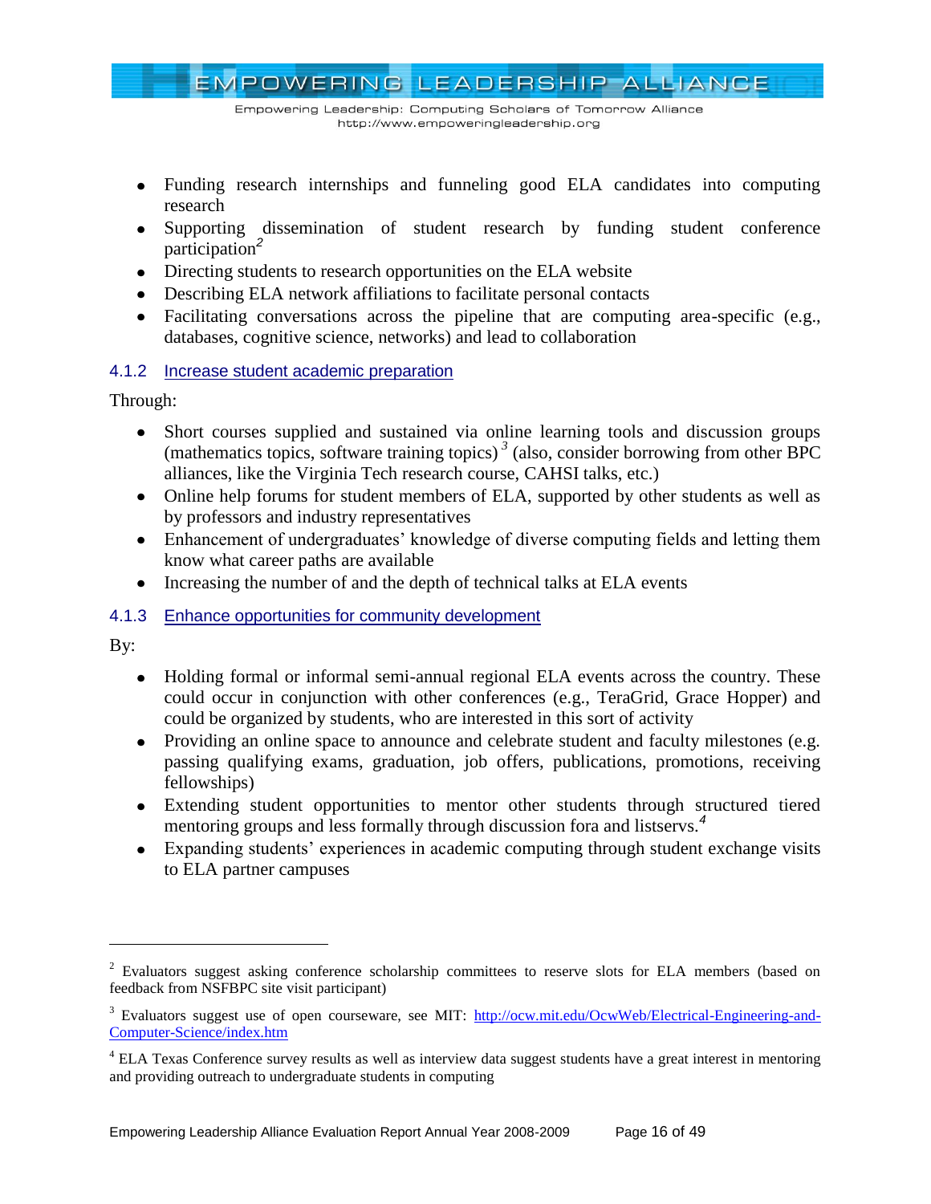- Funding research internships and funneling good ELA candidates into computing research
- Supporting dissemination of student research by funding student conference participation[2]
- Directing students to research opportunities on the ELA website
- Describing ELA network affiliations to facilitate personal contacts
- Facilitating conversations across the pipeline that are computing area-specific (e.g., databases, cognitive science, networks) and lead to collaboration

### 4.1.2 Increase student academic preparation

Through:

- Short courses supplied and sustained via online learning tools and discussion groups (mathematics topics, software training topics)[3] (also, consider borrowing from other BPC alliances, like the Virginia Tech research course, CAHSI talks, etc.)
- Online help forums for student members of ELA, supported by other students as well as by professors and industry representatives
- Enhancement of undergraduates' knowledge of diverse computing fields and letting them know what career paths are available
- Increasing the number of and the depth of technical talks at ELA events

### 4.1.3 Enhance opportunities for community development

By:

- Holding formal or informal semi-annual regional ELA events across the country. These could occur in conjunction with other conferences (e.g., TeraGrid, Grace Hopper) and could be organized by students, who are interested in this sort of activity
- Providing an online space to announce and celebrate student and faculty milestones (e.g. passing qualifying exams, graduation, job offers, publications, promotions, receiving fellowships)
- Extending student opportunities to mentor other students through structured tiered mentoring groups and less formally through discussion fora and listservs.[4]
- Expanding students' experiences in academic computing through student exchange visits to ELA partner campuses

---

[2] Evaluators suggest asking conference scholarship committees to reserve slots for ELA members (based on feedback from NSFBPC site visit participant)

[3] Evaluators suggest use of open courseware, see MIT: http://ocw.mit.edu/OcwWeb/Electrical-Engineering-and-Computer-Science/index.htm

[4] ELA Texas Conference survey results as well as interview data suggest students have a great interest in mentoring and providing outreach to undergraduate students in computing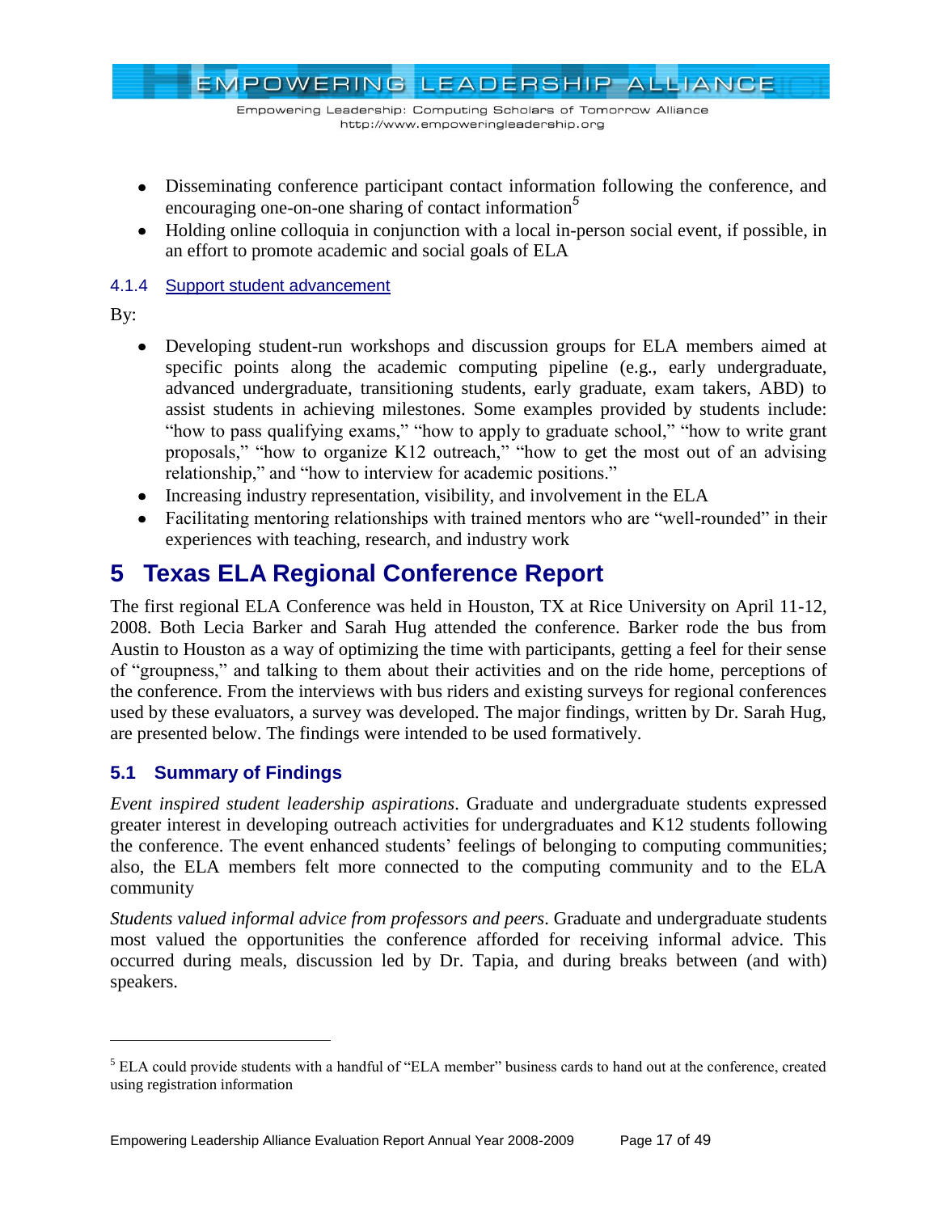- Disseminating conference participant contact information following the conference, and encouraging one-on-one sharing of contact information[5]
- Holding online colloquia in conjunction with a local in-person social event, if possible, in an effort to promote academic and social goals of ELA

### 4.1.4 Support student advancement

By:

- Developing student-run workshops and discussion groups for ELA members aimed at specific points along the academic computing pipeline (e.g., early undergraduate, advanced undergraduate, transitioning students, early graduate, exam takers, ABD) to assist students in achieving milestones. Some examples provided by students include: "how to pass qualifying exams," "how to apply to graduate school," "how to write grant proposals," "how to organize K12 outreach," "how to get the most out of an advising relationship," and "how to interview for academic positions."
- Increasing industry representation, visibility, and involvement in the ELA
- Facilitating mentoring relationships with trained mentors who are "well-rounded" in their experiences with teaching, research, and industry work

# 5 Texas ELA Regional Conference Report

The first regional ELA Conference was held in Houston, TX at Rice University on April 11-12, 2008. Both Lecia Barker and Sarah Hug attended the conference. Barker rode the bus from Austin to Houston as a way of optimizing the time with participants, getting a feel for their sense of "groupness," and talking to them about their activities and on the ride home, perceptions of the conference. From the interviews with bus riders and existing surveys for regional conferences used by these evaluators, a survey was developed. The major findings, written by Dr. Sarah Hug, are presented below. The findings were intended to be used formatively.

## 5.1 Summary of Findings

*Event inspired student leadership aspirations*. Graduate and undergraduate students expressed greater interest in developing outreach activities for undergraduates and K12 students following the conference. The event enhanced students' feelings of belonging to computing communities; also, the ELA members felt more connected to the computing community and to the ELA community

*Students valued informal advice from professors and peers*. Graduate and undergraduate students most valued the opportunities the conference afforded for receiving informal advice. This occurred during meals, discussion led by Dr. Tapia, and during breaks between (and with) speakers.

---

[5] ELA could provide students with a handful of "ELA member" business cards to hand out at the conference, created using registration information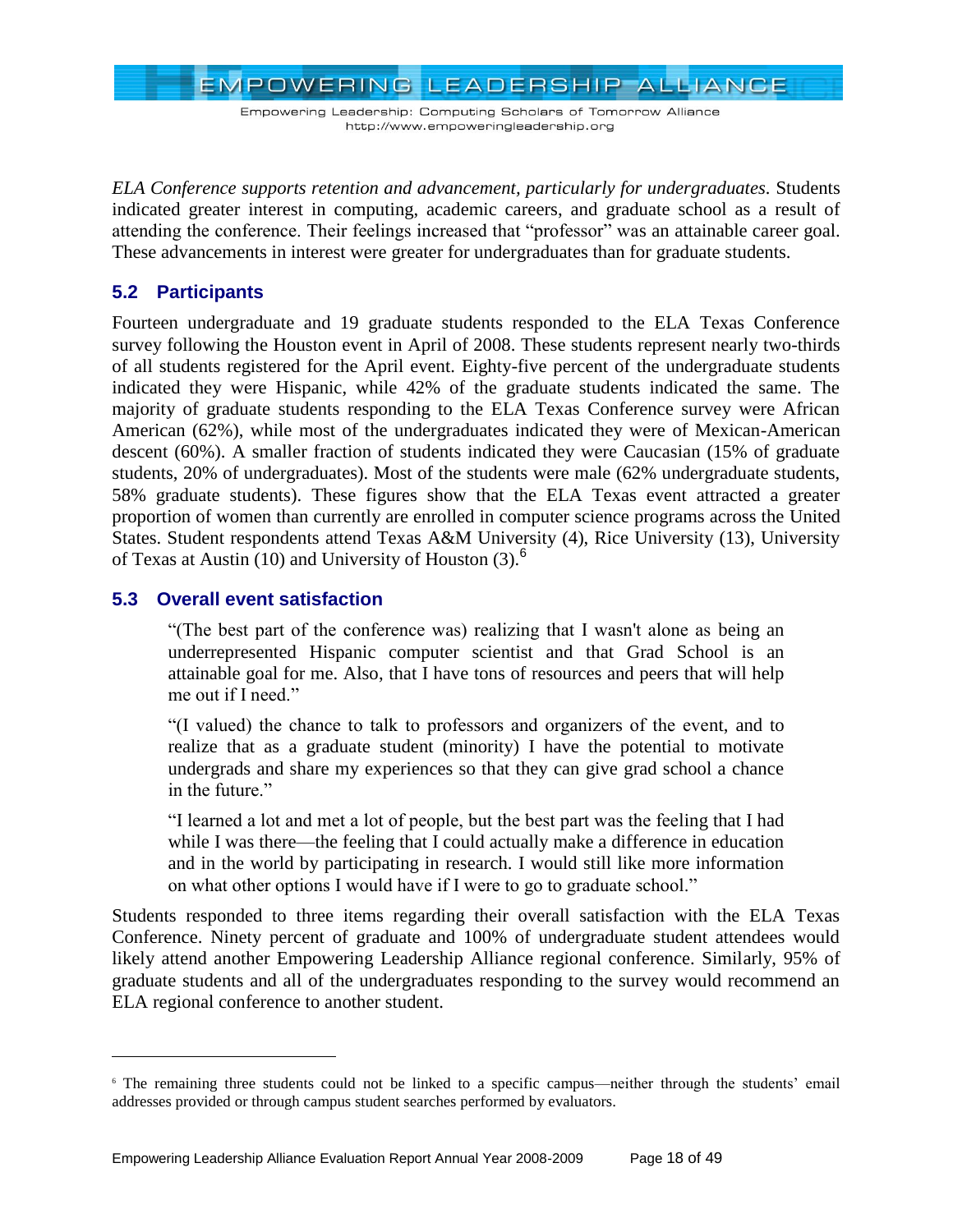*ELA Conference supports retention and advancement, particularly for undergraduates.* Students indicated greater interest in computing, academic careers, and graduate school as a result of attending the conference. Their feelings increased that "professor" was an attainable career goal. These advancements in interest were greater for undergraduates than for graduate students.

## 5.2 Participants

Fourteen undergraduate and 19 graduate students responded to the ELA Texas Conference survey following the Houston event in April of 2008. These students represent nearly two-thirds of all students registered for the April event. Eighty-five percent of the undergraduate students indicated they were Hispanic, while 42% of the graduate students indicated the same. The majority of graduate students responding to the ELA Texas Conference survey were African American (62%), while most of the undergraduates indicated they were of Mexican-American descent (60%). A smaller fraction of students indicated they were Caucasian (15% of graduate students, 20% of undergraduates). Most of the students were male (62% undergraduate students, 58% graduate students). These figures show that the ELA Texas event attracted a greater proportion of women than currently are enrolled in computer science programs across the United States. Student respondents attend Texas A&M University (4), Rice University (13), University of Texas at Austin (10) and University of Houston (3).[6]

## 5.3 Overall event satisfaction

> "(The best part of the conference was) realizing that I wasn't alone as being an underrepresented Hispanic computer scientist and that Grad School is an attainable goal for me. Also, that I have tons of resources and peers that will help me out if I need."
>
> "(I valued) the chance to talk to professors and organizers of the event, and to realize that as a graduate student (minority) I have the potential to motivate undergrads and share my experiences so that they can give grad school a chance in the future."
>
> "I learned a lot and met a lot of people, but the best part was the feeling that I had while I was there—the feeling that I could actually make a difference in education and in the world by participating in research. I would still like more information on what other options I would have if I were to go to graduate school."

Students responded to three items regarding their overall satisfaction with the ELA Texas Conference. Ninety percent of graduate and 100% of undergraduate student attendees would likely attend another Empowering Leadership Alliance regional conference. Similarly, 95% of graduate students and all of the undergraduates responding to the survey would recommend an ELA regional conference to another student.

---

[6] The remaining three students could not be linked to a specific campus—neither through the students' email addresses provided or through campus student searches performed by evaluators.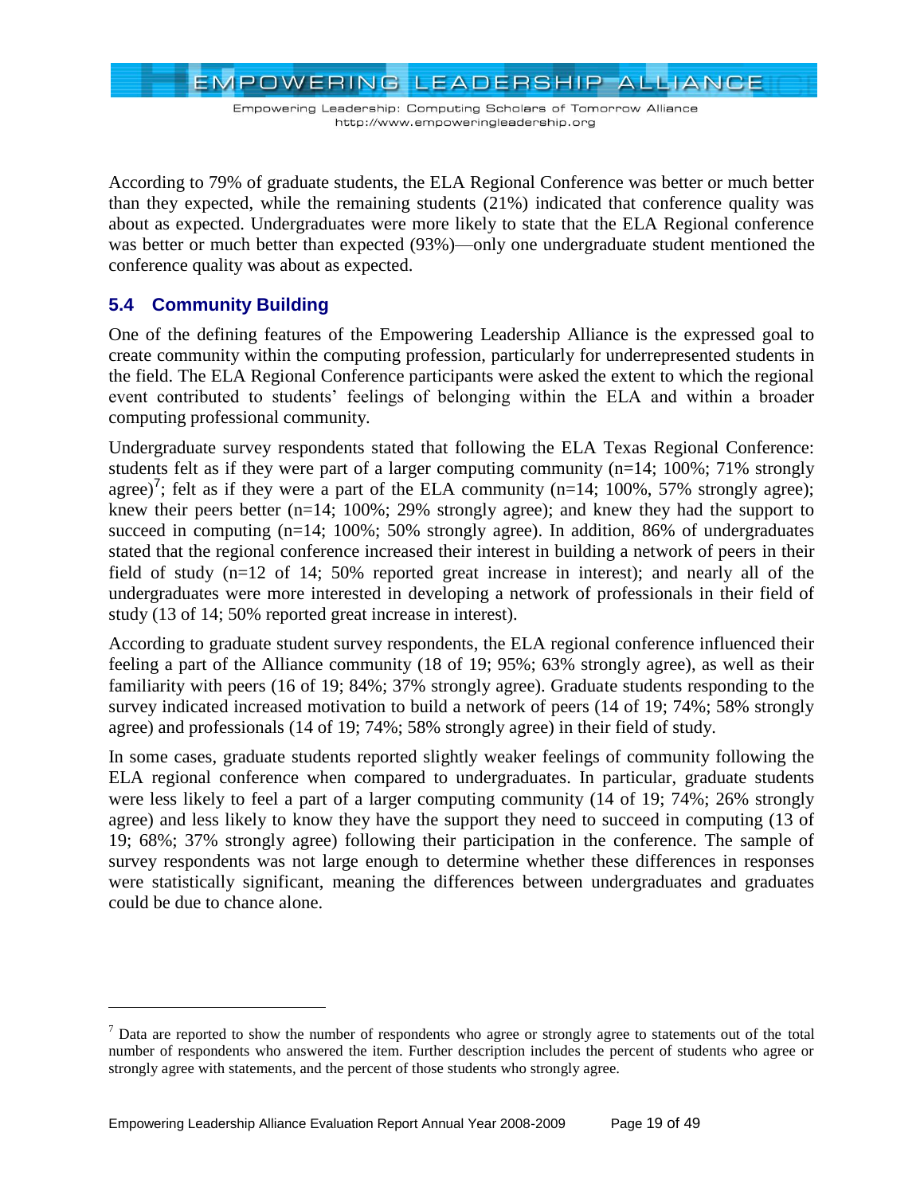According to 79% of graduate students, the ELA Regional Conference was better or much better than they expected, while the remaining students (21%) indicated that conference quality was about as expected. Undergraduates were more likely to state that the ELA Regional conference was better or much better than expected (93%)—only one undergraduate student mentioned the conference quality was about as expected.

## 5.4 Community Building

One of the defining features of the Empowering Leadership Alliance is the expressed goal to create community within the computing profession, particularly for underrepresented students in the field. The ELA Regional Conference participants were asked the extent to which the regional event contributed to students' feelings of belonging within the ELA and within a broader computing professional community.

Undergraduate survey respondents stated that following the ELA Texas Regional Conference: students felt as if they were part of a larger computing community (n=14; 100%; 71% strongly agree)[7]; felt as if they were a part of the ELA community (n=14; 100%, 57% strongly agree); knew their peers better (n=14; 100%; 29% strongly agree); and knew they had the support to succeed in computing (n=14; 100%; 50% strongly agree). In addition, 86% of undergraduates stated that the regional conference increased their interest in building a network of peers in their field of study (n=12 of 14; 50% reported great increase in interest); and nearly all of the undergraduates were more interested in developing a network of professionals in their field of study (13 of 14; 50% reported great increase in interest).

According to graduate student survey respondents, the ELA regional conference influenced their feeling a part of the Alliance community (18 of 19; 95%; 63% strongly agree), as well as their familiarity with peers (16 of 19; 84%; 37% strongly agree). Graduate students responding to the survey indicated increased motivation to build a network of peers (14 of 19; 74%; 58% strongly agree) and professionals (14 of 19; 74%; 58% strongly agree) in their field of study.

In some cases, graduate students reported slightly weaker feelings of community following the ELA regional conference when compared to undergraduates. In particular, graduate students were less likely to feel a part of a larger computing community (14 of 19; 74%; 26% strongly agree) and less likely to know they have the support they need to succeed in computing (13 of 19; 68%; 37% strongly agree) following their participation in the conference. The sample of survey respondents was not large enough to determine whether these differences in responses were statistically significant, meaning the differences between undergraduates and graduates could be due to chance alone.

---

[7] Data are reported to show the number of respondents who agree or strongly agree to statements out of the total number of respondents who answered the item. Further description includes the percent of students who agree or strongly agree with statements, and the percent of those students who strongly agree.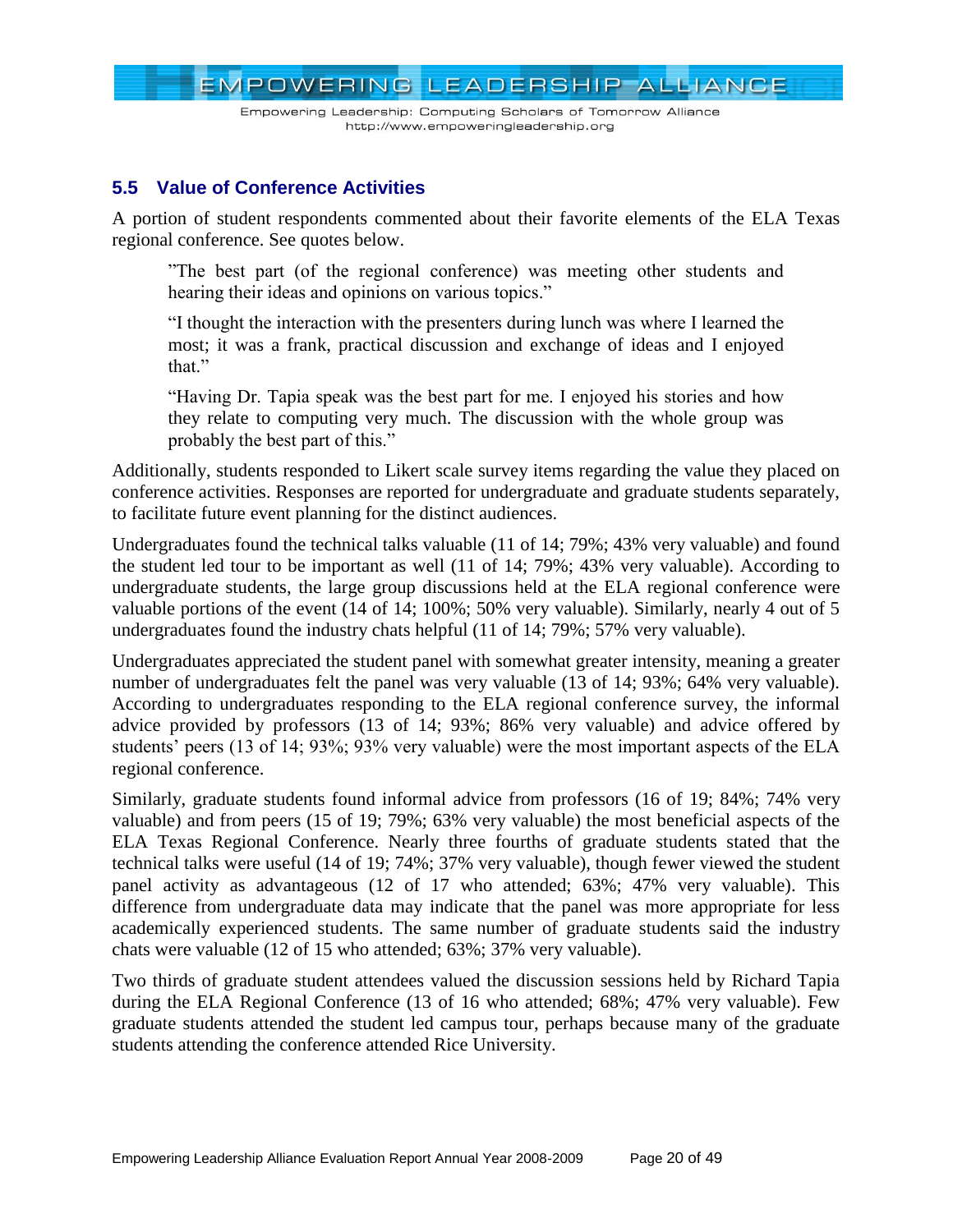## 5.5 Value of Conference Activities

A portion of student respondents commented about their favorite elements of the ELA Texas regional conference. See quotes below.

> ”The best part (of the regional conference) was meeting other students and hearing their ideas and opinions on various topics.”
>
> “I thought the interaction with the presenters during lunch was where I learned the most; it was a frank, practical discussion and exchange of ideas and I enjoyed that.”
>
> “Having Dr. Tapia speak was the best part for me. I enjoyed his stories and how they relate to computing very much. The discussion with the whole group was probably the best part of this.”

Additionally, students responded to Likert scale survey items regarding the value they placed on conference activities. Responses are reported for undergraduate and graduate students separately, to facilitate future event planning for the distinct audiences.

Undergraduates found the technical talks valuable (11 of 14; 79%; 43% very valuable) and found the student led tour to be important as well (11 of 14; 79%; 43% very valuable). According to undergraduate students, the large group discussions held at the ELA regional conference were valuable portions of the event (14 of 14; 100%; 50% very valuable). Similarly, nearly 4 out of 5 undergraduates found the industry chats helpful (11 of 14; 79%; 57% very valuable).

Undergraduates appreciated the student panel with somewhat greater intensity, meaning a greater number of undergraduates felt the panel was very valuable (13 of 14; 93%; 64% very valuable). According to undergraduates responding to the ELA regional conference survey, the informal advice provided by professors (13 of 14; 93%; 86% very valuable) and advice offered by students’ peers (13 of 14; 93%; 93% very valuable) were the most important aspects of the ELA regional conference.

Similarly, graduate students found informal advice from professors (16 of 19; 84%; 74% very valuable) and from peers (15 of 19; 79%; 63% very valuable) the most beneficial aspects of the ELA Texas Regional Conference. Nearly three fourths of graduate students stated that the technical talks were useful (14 of 19; 74%; 37% very valuable), though fewer viewed the student panel activity as advantageous (12 of 17 who attended; 63%; 47% very valuable). This difference from undergraduate data may indicate that the panel was more appropriate for less academically experienced students. The same number of graduate students said the industry chats were valuable (12 of 15 who attended; 63%; 37% very valuable).

Two thirds of graduate student attendees valued the discussion sessions held by Richard Tapia during the ELA Regional Conference (13 of 16 who attended; 68%; 47% very valuable). Few graduate students attended the student led campus tour, perhaps because many of the graduate students attending the conference attended Rice University.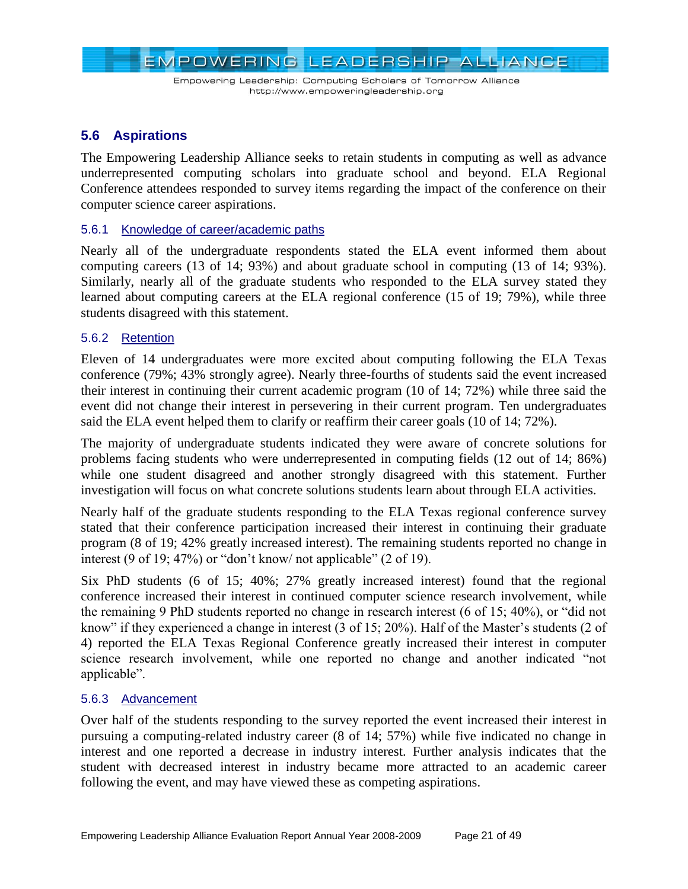## 5.6 Aspirations

The Empowering Leadership Alliance seeks to retain students in computing as well as advance underrepresented computing scholars into graduate school and beyond. ELA Regional Conference attendees responded to survey items regarding the impact of the conference on their computer science career aspirations.

### 5.6.1 Knowledge of career/academic paths

Nearly all of the undergraduate respondents stated the ELA event informed them about computing careers (13 of 14; 93%) and about graduate school in computing (13 of 14; 93%). Similarly, nearly all of the graduate students who responded to the ELA survey stated they learned about computing careers at the ELA regional conference (15 of 19; 79%), while three students disagreed with this statement.

### 5.6.2 Retention

Eleven of 14 undergraduates were more excited about computing following the ELA Texas conference (79%; 43% strongly agree). Nearly three-fourths of students said the event increased their interest in continuing their current academic program (10 of 14; 72%) while three said the event did not change their interest in persevering in their current program. Ten undergraduates said the ELA event helped them to clarify or reaffirm their career goals (10 of 14; 72%).

The majority of undergraduate students indicated they were aware of concrete solutions for problems facing students who were underrepresented in computing fields (12 out of 14; 86%) while one student disagreed and another strongly disagreed with this statement. Further investigation will focus on what concrete solutions students learn about through ELA activities.

Nearly half of the graduate students responding to the ELA Texas regional conference survey stated that their conference participation increased their interest in continuing their graduate program (8 of 19; 42% greatly increased interest). The remaining students reported no change in interest (9 of 19; 47%) or "don't know/ not applicable" (2 of 19).

Six PhD students (6 of 15; 40%; 27% greatly increased interest) found that the regional conference increased their interest in continued computer science research involvement, while the remaining 9 PhD students reported no change in research interest (6 of 15; 40%), or "did not know" if they experienced a change in interest (3 of 15; 20%). Half of the Master's students (2 of 4) reported the ELA Texas Regional Conference greatly increased their interest in computer science research involvement, while one reported no change and another indicated "not applicable".

### 5.6.3 Advancement

Over half of the students responding to the survey reported the event increased their interest in pursuing a computing-related industry career (8 of 14; 57%) while five indicated no change in interest and one reported a decrease in industry interest. Further analysis indicates that the student with decreased interest in industry became more attracted to an academic career following the event, and may have viewed these as competing aspirations.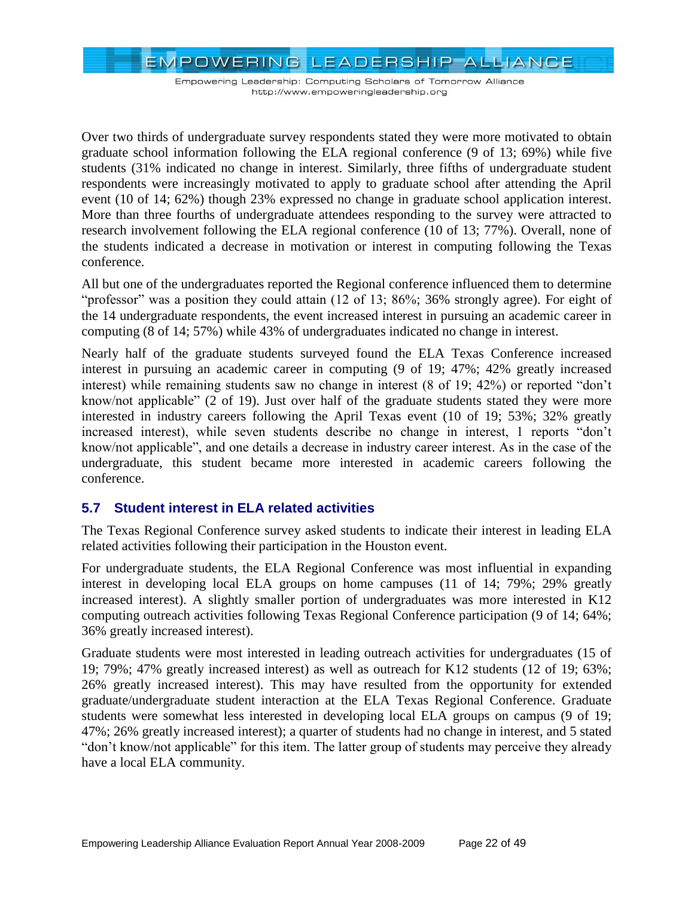Over two thirds of undergraduate survey respondents stated they were more motivated to obtain graduate school information following the ELA regional conference (9 of 13; 69%) while five students (31% indicated no change in interest. Similarly, three fifths of undergraduate student respondents were increasingly motivated to apply to graduate school after attending the April event (10 of 14; 62%) though 23% expressed no change in graduate school application interest. More than three fourths of undergraduate attendees responding to the survey were attracted to research involvement following the ELA regional conference (10 of 13; 77%). Overall, none of the students indicated a decrease in motivation or interest in computing following the Texas conference.

All but one of the undergraduates reported the Regional conference influenced them to determine "professor" was a position they could attain (12 of 13; 86%; 36% strongly agree). For eight of the 14 undergraduate respondents, the event increased interest in pursuing an academic career in computing (8 of 14; 57%) while 43% of undergraduates indicated no change in interest.

Nearly half of the graduate students surveyed found the ELA Texas Conference increased interest in pursuing an academic career in computing (9 of 19; 47%; 42% greatly increased interest) while remaining students saw no change in interest (8 of 19; 42%) or reported "don't know/not applicable" (2 of 19). Just over half of the graduate students stated they were more interested in industry careers following the April Texas event (10 of 19; 53%; 32% greatly increased interest), while seven students describe no change in interest, 1 reports "don't know/not applicable", and one details a decrease in industry career interest. As in the case of the undergraduate, this student became more interested in academic careers following the conference.

## 5.7 Student interest in ELA related activities

The Texas Regional Conference survey asked students to indicate their interest in leading ELA related activities following their participation in the Houston event.

For undergraduate students, the ELA Regional Conference was most influential in expanding interest in developing local ELA groups on home campuses (11 of 14; 79%; 29% greatly increased interest). A slightly smaller portion of undergraduates was more interested in K12 computing outreach activities following Texas Regional Conference participation (9 of 14; 64%; 36% greatly increased interest).

Graduate students were most interested in leading outreach activities for undergraduates (15 of 19; 79%; 47% greatly increased interest) as well as outreach for K12 students (12 of 19; 63%; 26% greatly increased interest). This may have resulted from the opportunity for extended graduate/undergraduate student interaction at the ELA Texas Regional Conference. Graduate students were somewhat less interested in developing local ELA groups on campus (9 of 19; 47%; 26% greatly increased interest); a quarter of students had no change in interest, and 5 stated "don't know/not applicable" for this item. The latter group of students may perceive they already have a local ELA community.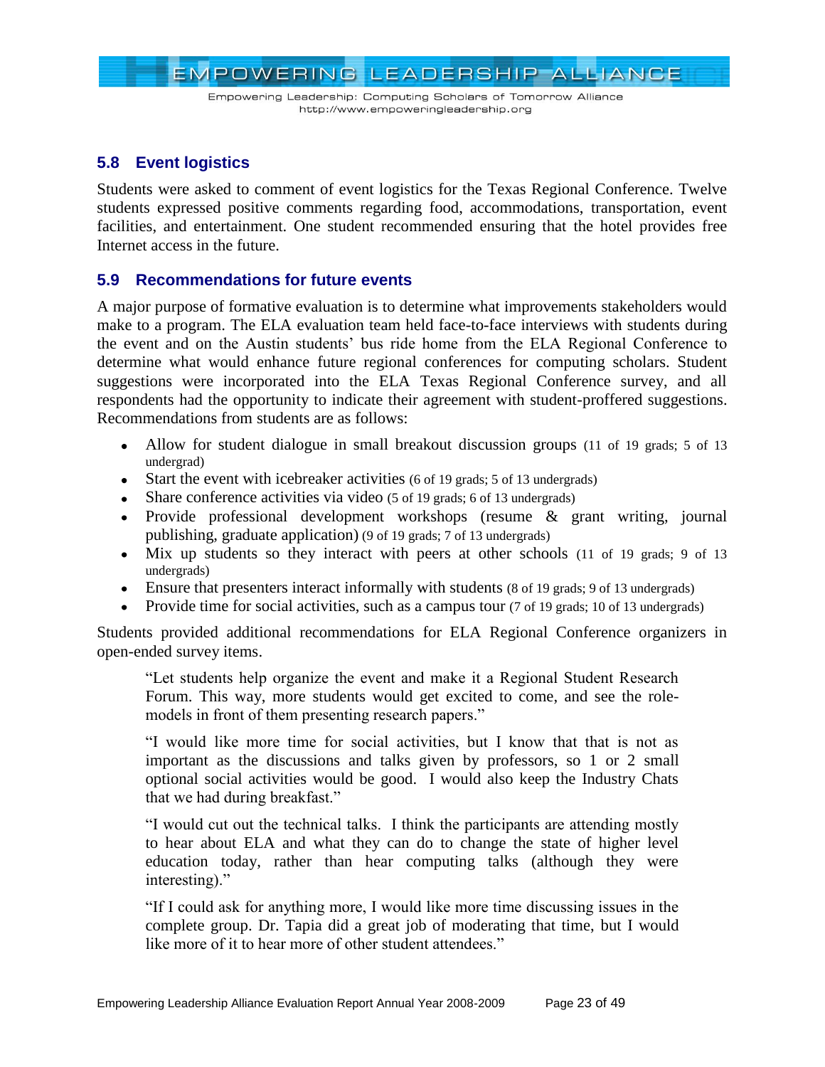## 5.8 Event logistics

Students were asked to comment of event logistics for the Texas Regional Conference. Twelve students expressed positive comments regarding food, accommodations, transportation, event facilities, and entertainment. One student recommended ensuring that the hotel provides free Internet access in the future.

## 5.9 Recommendations for future events

A major purpose of formative evaluation is to determine what improvements stakeholders would make to a program. The ELA evaluation team held face-to-face interviews with students during the event and on the Austin students' bus ride home from the ELA Regional Conference to determine what would enhance future regional conferences for computing scholars. Student suggestions were incorporated into the ELA Texas Regional Conference survey, and all respondents had the opportunity to indicate their agreement with student-proffered suggestions. Recommendations from students are as follows:

- Allow for student dialogue in small breakout discussion groups (11 of 19 grads; 5 of 13 undergrad)
- Start the event with icebreaker activities (6 of 19 grads; 5 of 13 undergrads)
- Share conference activities via video (5 of 19 grads; 6 of 13 undergrads)
- Provide professional development workshops (resume & grant writing, journal publishing, graduate application) (9 of 19 grads; 7 of 13 undergrads)
- Mix up students so they interact with peers at other schools (11 of 19 grads; 9 of 13 undergrads)
- Ensure that presenters interact informally with students (8 of 19 grads; 9 of 13 undergrads)
- Provide time for social activities, such as a campus tour (7 of 19 grads; 10 of 13 undergrads)

Students provided additional recommendations for ELA Regional Conference organizers in open-ended survey items.

> "Let students help organize the event and make it a Regional Student Research Forum. This way, more students would get excited to come, and see the role-models in front of them presenting research papers."

> "I would like more time for social activities, but I know that that is not as important as the discussions and talks given by professors, so 1 or 2 small optional social activities would be good. I would also keep the Industry Chats that we had during breakfast."

> "I would cut out the technical talks. I think the participants are attending mostly to hear about ELA and what they can do to change the state of higher level education today, rather than hear computing talks (although they were interesting)."

> "If I could ask for anything more, I would like more time discussing issues in the complete group. Dr. Tapia did a great job of moderating that time, but I would like more of it to hear more of other student attendees."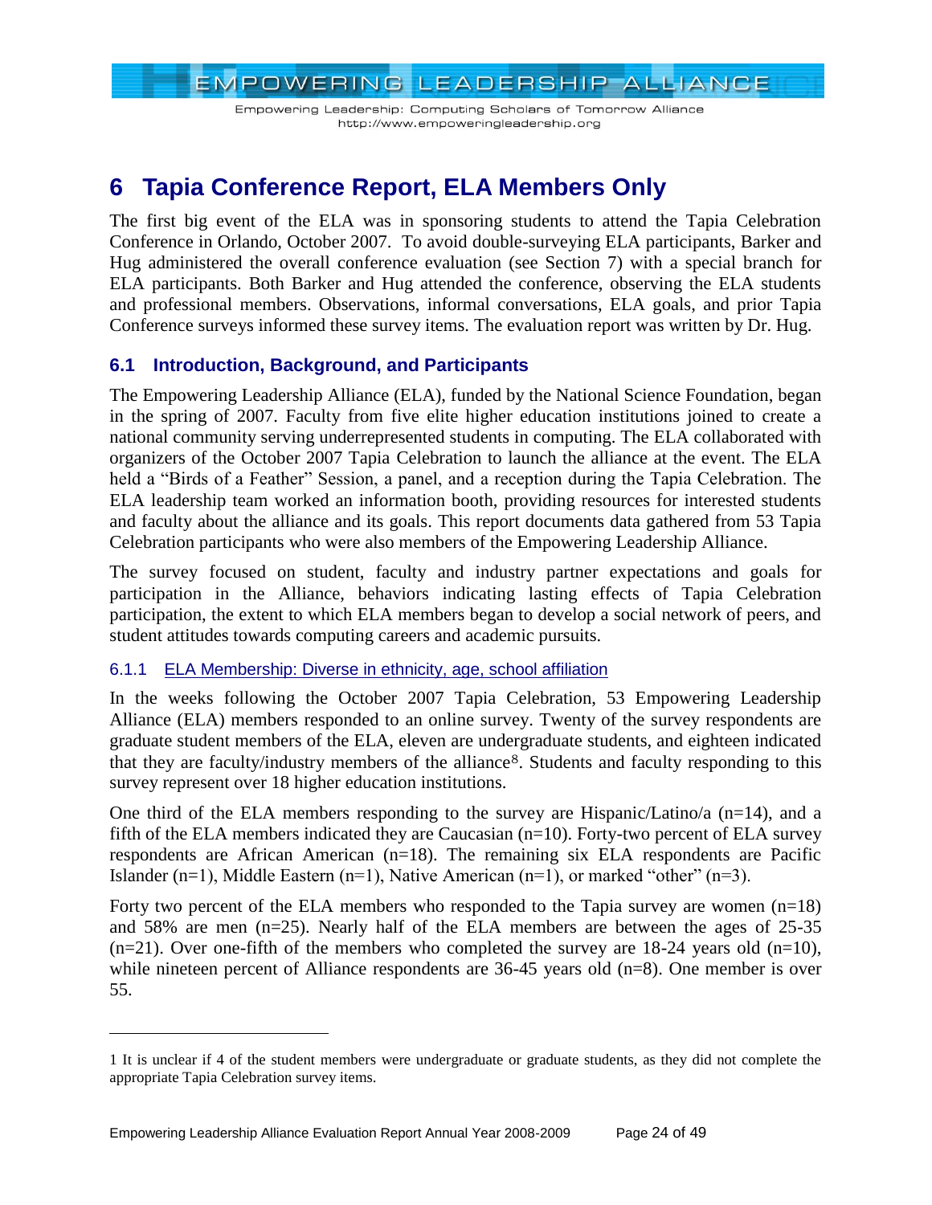# 6 Tapia Conference Report, ELA Members Only

The first big event of the ELA was in sponsoring students to attend the Tapia Celebration Conference in Orlando, October 2007. To avoid double-surveying ELA participants, Barker and Hug administered the overall conference evaluation (see Section 7) with a special branch for ELA participants. Both Barker and Hug attended the conference, observing the ELA students and professional members. Observations, informal conversations, ELA goals, and prior Tapia Conference surveys informed these survey items. The evaluation report was written by Dr. Hug.

## 6.1 Introduction, Background, and Participants

The Empowering Leadership Alliance (ELA), funded by the National Science Foundation, began in the spring of 2007. Faculty from five elite higher education institutions joined to create a national community serving underrepresented students in computing. The ELA collaborated with organizers of the October 2007 Tapia Celebration to launch the alliance at the event. The ELA held a "Birds of a Feather" Session, a panel, and a reception during the Tapia Celebration. The ELA leadership team worked an information booth, providing resources for interested students and faculty about the alliance and its goals. This report documents data gathered from 53 Tapia Celebration participants who were also members of the Empowering Leadership Alliance.

The survey focused on student, faculty and industry partner expectations and goals for participation in the Alliance, behaviors indicating lasting effects of Tapia Celebration participation, the extent to which ELA members began to develop a social network of peers, and student attitudes towards computing careers and academic pursuits.

### 6.1.1 ELA Membership: Diverse in ethnicity, age, school affiliation

In the weeks following the October 2007 Tapia Celebration, 53 Empowering Leadership Alliance (ELA) members responded to an online survey. Twenty of the survey respondents are graduate student members of the ELA, eleven are undergraduate students, and eighteen indicated that they are faculty/industry members of the alliance[8]. Students and faculty responding to this survey represent over 18 higher education institutions.

One third of the ELA members responding to the survey are Hispanic/Latino/a (n=14), and a fifth of the ELA members indicated they are Caucasian (n=10). Forty-two percent of ELA survey respondents are African American (n=18). The remaining six ELA respondents are Pacific Islander (n=1), Middle Eastern (n=1), Native American (n=1), or marked "other" (n=3).

Forty two percent of the ELA members who responded to the Tapia survey are women (n=18) and 58% are men (n=25). Nearly half of the ELA members are between the ages of 25-35 (n=21). Over one-fifth of the members who completed the survey are 18-24 years old (n=10), while nineteen percent of Alliance respondents are 36-45 years old (n=8). One member is over 55.

---

1 It is unclear if 4 of the student members were undergraduate or graduate students, as they did not complete the appropriate Tapia Celebration survey items.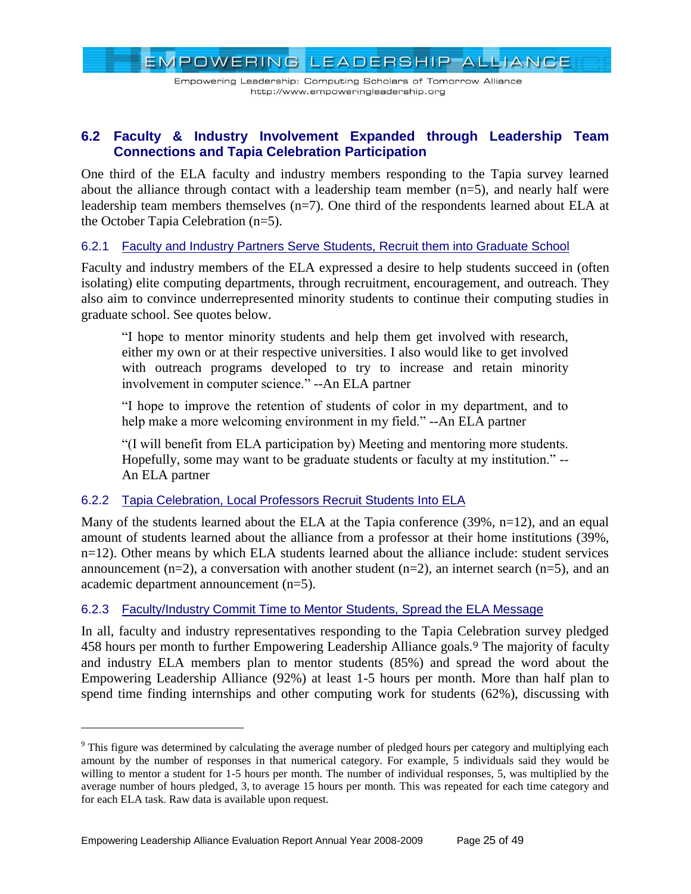## 6.2 Faculty & Industry Involvement Expanded through Leadership Team Connections and Tapia Celebration Participation

One third of the ELA faculty and industry members responding to the Tapia survey learned about the alliance through contact with a leadership team member (n=5), and nearly half were leadership team members themselves (n=7). One third of the respondents learned about ELA at the October Tapia Celebration (n=5).

### 6.2.1 Faculty and Industry Partners Serve Students, Recruit them into Graduate School

Faculty and industry members of the ELA expressed a desire to help students succeed in (often isolating) elite computing departments, through recruitment, encouragement, and outreach. They also aim to convince underrepresented minority students to continue their computing studies in graduate school. See quotes below.

> "I hope to mentor minority students and help them get involved with research, either my own or at their respective universities. I also would like to get involved with outreach programs developed to try to increase and retain minority involvement in computer science." --An ELA partner

> "I hope to improve the retention of students of color in my department, and to help make a more welcoming environment in my field." --An ELA partner

> "(I will benefit from ELA participation by) Meeting and mentoring more students. Hopefully, some may want to be graduate students or faculty at my institution." --An ELA partner

### 6.2.2 Tapia Celebration, Local Professors Recruit Students Into ELA

Many of the students learned about the ELA at the Tapia conference (39%, n=12), and an equal amount of students learned about the alliance from a professor at their home institutions (39%, n=12). Other means by which ELA students learned about the alliance include: student services announcement (n=2), a conversation with another student (n=2), an internet search (n=5), and an academic department announcement (n=5).

### 6.2.3 Faculty/Industry Commit Time to Mentor Students, Spread the ELA Message

In all, faculty and industry representatives responding to the Tapia Celebration survey pledged 458 hours per month to further Empowering Leadership Alliance goals.[9] The majority of faculty and industry ELA members plan to mentor students (85%) and spread the word about the Empowering Leadership Alliance (92%) at least 1-5 hours per month. More than half plan to spend time finding internships and other computing work for students (62%), discussing with

---

[9] This figure was determined by calculating the average number of pledged hours per category and multiplying each amount by the number of responses in that numerical category. For example, 5 individuals said they would be willing to mentor a student for 1-5 hours per month. The number of individual responses, 5, was multiplied by the average number of hours pledged, 3, to average 15 hours per month. This was repeated for each time category and for each ELA task. Raw data is available upon request.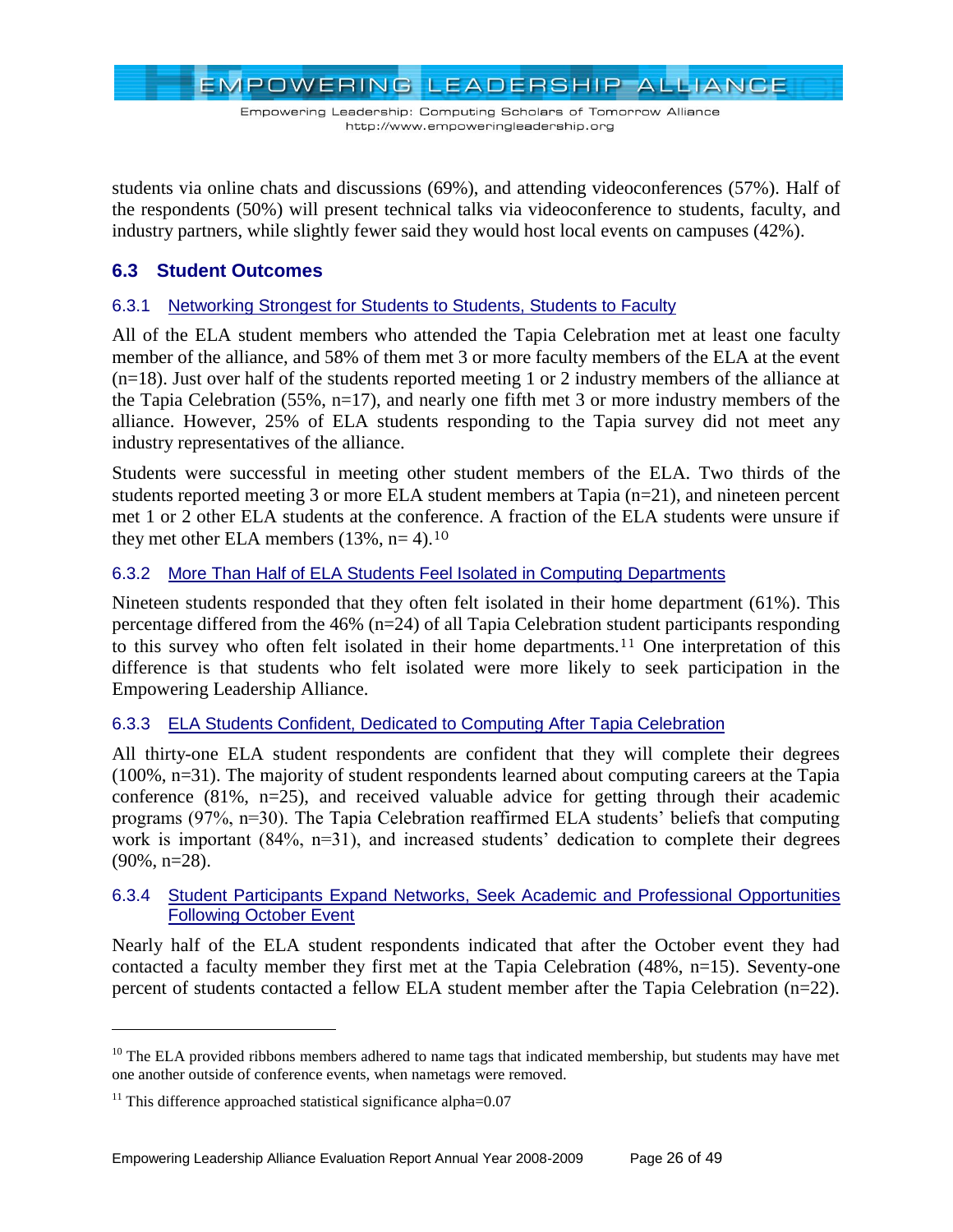students via online chats and discussions (69%), and attending videoconferences (57%). Half of the respondents (50%) will present technical talks via videoconference to students, faculty, and industry partners, while slightly fewer said they would host local events on campuses (42%).

## 6.3 Student Outcomes

### 6.3.1 Networking Strongest for Students to Students, Students to Faculty

All of the ELA student members who attended the Tapia Celebration met at least one faculty member of the alliance, and 58% of them met 3 or more faculty members of the ELA at the event (n=18). Just over half of the students reported meeting 1 or 2 industry members of the alliance at the Tapia Celebration (55%, n=17), and nearly one fifth met 3 or more industry members of the alliance. However, 25% of ELA students responding to the Tapia survey did not meet any industry representatives of the alliance.

Students were successful in meeting other student members of the ELA. Two thirds of the students reported meeting 3 or more ELA student members at Tapia (n=21), and nineteen percent met 1 or 2 other ELA students at the conference. A fraction of the ELA students were unsure if they met other ELA members (13%, n= 4).[10]

### 6.3.2 More Than Half of ELA Students Feel Isolated in Computing Departments

Nineteen students responded that they often felt isolated in their home department (61%). This percentage differed from the 46% (n=24) of all Tapia Celebration student participants responding to this survey who often felt isolated in their home departments.[11] One interpretation of this difference is that students who felt isolated were more likely to seek participation in the Empowering Leadership Alliance.

### 6.3.3 ELA Students Confident, Dedicated to Computing After Tapia Celebration

All thirty-one ELA student respondents are confident that they will complete their degrees (100%, n=31). The majority of student respondents learned about computing careers at the Tapia conference (81%, n=25), and received valuable advice for getting through their academic programs (97%, n=30). The Tapia Celebration reaffirmed ELA students' beliefs that computing work is important (84%, n=31), and increased students' dedication to complete their degrees (90%, n=28).

### 6.3.4 Student Participants Expand Networks, Seek Academic and Professional Opportunities Following October Event

Nearly half of the ELA student respondents indicated that after the October event they had contacted a faculty member they first met at the Tapia Celebration (48%, n=15). Seventy-one percent of students contacted a fellow ELA student member after the Tapia Celebration (n=22).

---

[10] The ELA provided ribbons members adhered to name tags that indicated membership, but students may have met one another outside of conference events, when nametags were removed.

[11] This difference approached statistical significance alpha=0.07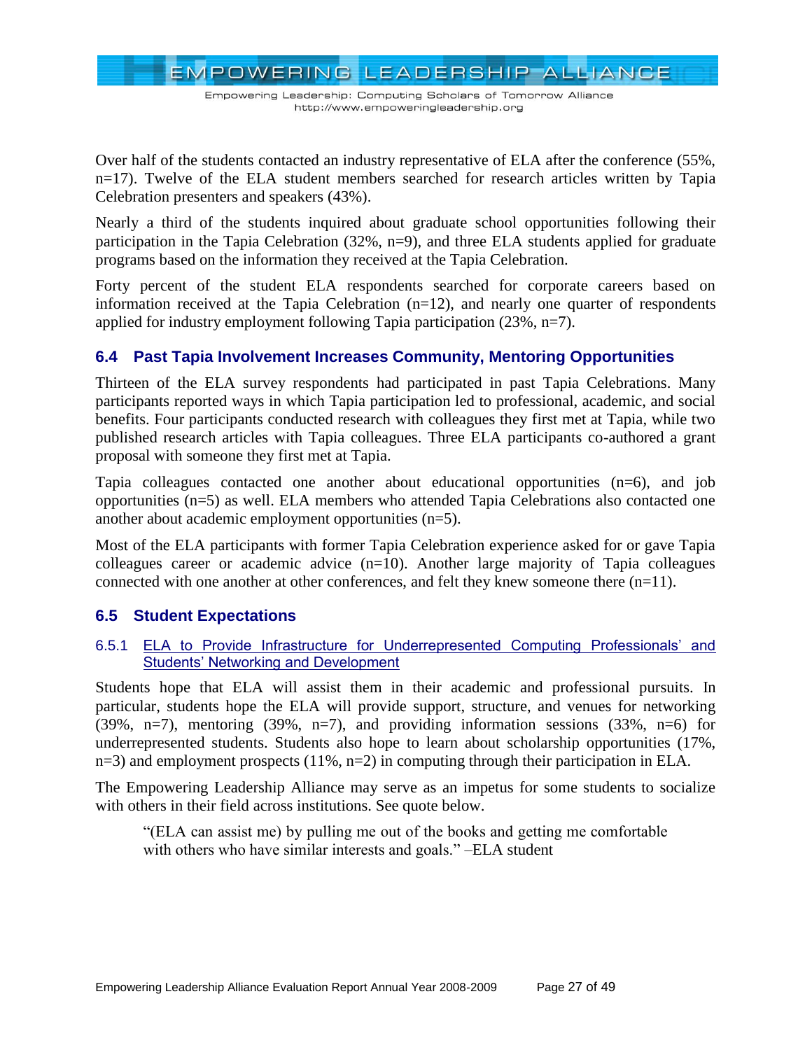Over half of the students contacted an industry representative of ELA after the conference (55%, n=17). Twelve of the ELA student members searched for research articles written by Tapia Celebration presenters and speakers (43%).

Nearly a third of the students inquired about graduate school opportunities following their participation in the Tapia Celebration (32%, n=9), and three ELA students applied for graduate programs based on the information they received at the Tapia Celebration.

Forty percent of the student ELA respondents searched for corporate careers based on information received at the Tapia Celebration (n=12), and nearly one quarter of respondents applied for industry employment following Tapia participation (23%, n=7).

## 6.4 Past Tapia Involvement Increases Community, Mentoring Opportunities

Thirteen of the ELA survey respondents had participated in past Tapia Celebrations. Many participants reported ways in which Tapia participation led to professional, academic, and social benefits. Four participants conducted research with colleagues they first met at Tapia, while two published research articles with Tapia colleagues. Three ELA participants co-authored a grant proposal with someone they first met at Tapia.

Tapia colleagues contacted one another about educational opportunities (n=6), and job opportunities (n=5) as well. ELA members who attended Tapia Celebrations also contacted one another about academic employment opportunities (n=5).

Most of the ELA participants with former Tapia Celebration experience asked for or gave Tapia colleagues career or academic advice (n=10). Another large majority of Tapia colleagues connected with one another at other conferences, and felt they knew someone there (n=11).

## 6.5 Student Expectations

### 6.5.1 ELA to Provide Infrastructure for Underrepresented Computing Professionals' and Students' Networking and Development

Students hope that ELA will assist them in their academic and professional pursuits. In particular, students hope the ELA will provide support, structure, and venues for networking (39%, n=7), mentoring (39%, n=7), and providing information sessions (33%, n=6) for underrepresented students. Students also hope to learn about scholarship opportunities (17%, n=3) and employment prospects (11%, n=2) in computing through their participation in ELA.

The Empowering Leadership Alliance may serve as an impetus for some students to socialize with others in their field across institutions. See quote below.

> "(ELA can assist me) by pulling me out of the books and getting me comfortable with others who have similar interests and goals." –ELA student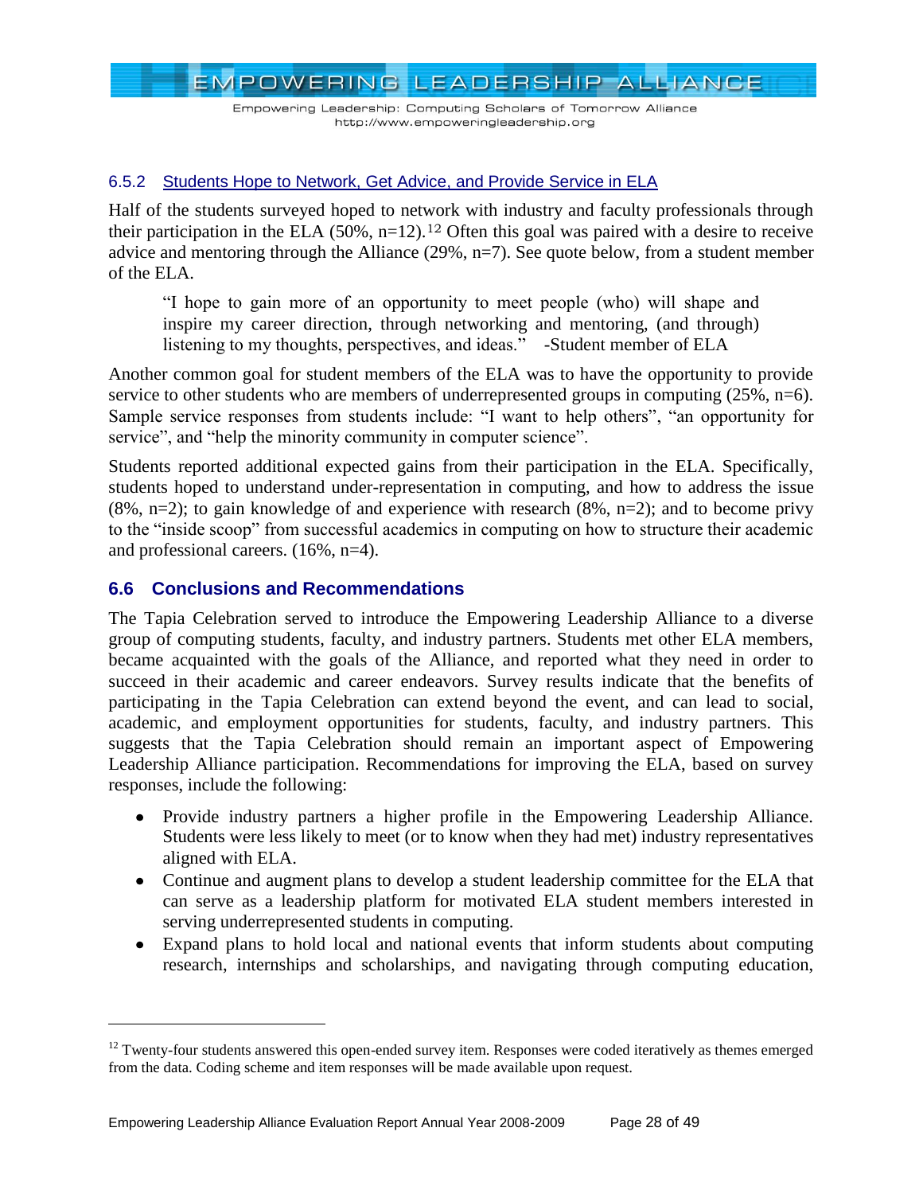### 6.5.2 Students Hope to Network, Get Advice, and Provide Service in ELA

Half of the students surveyed hoped to network with industry and faculty professionals through their participation in the ELA (50%, n=12).[12] Often this goal was paired with a desire to receive advice and mentoring through the Alliance (29%, n=7). See quote below, from a student member of the ELA.

> "I hope to gain more of an opportunity to meet people (who) will shape and inspire my career direction, through networking and mentoring, (and through) listening to my thoughts, perspectives, and ideas." -Student member of ELA

Another common goal for student members of the ELA was to have the opportunity to provide service to other students who are members of underrepresented groups in computing (25%, n=6). Sample service responses from students include: "I want to help others", "an opportunity for service", and "help the minority community in computer science".

Students reported additional expected gains from their participation in the ELA. Specifically, students hoped to understand under-representation in computing, and how to address the issue (8%, n=2); to gain knowledge of and experience with research (8%, n=2); and to become privy to the "inside scoop" from successful academics in computing on how to structure their academic and professional careers. (16%, n=4).

## 6.6 Conclusions and Recommendations

The Tapia Celebration served to introduce the Empowering Leadership Alliance to a diverse group of computing students, faculty, and industry partners. Students met other ELA members, became acquainted with the goals of the Alliance, and reported what they need in order to succeed in their academic and career endeavors. Survey results indicate that the benefits of participating in the Tapia Celebration can extend beyond the event, and can lead to social, academic, and employment opportunities for students, faculty, and industry partners. This suggests that the Tapia Celebration should remain an important aspect of Empowering Leadership Alliance participation. Recommendations for improving the ELA, based on survey responses, include the following:

- Provide industry partners a higher profile in the Empowering Leadership Alliance. Students were less likely to meet (or to know when they had met) industry representatives aligned with ELA.
- Continue and augment plans to develop a student leadership committee for the ELA that can serve as a leadership platform for motivated ELA student members interested in serving underrepresented students in computing.
- Expand plans to hold local and national events that inform students about computing research, internships and scholarships, and navigating through computing education,

[12] Twenty-four students answered this open-ended survey item. Responses were coded iteratively as themes emerged from the data. Coding scheme and item responses will be made available upon request.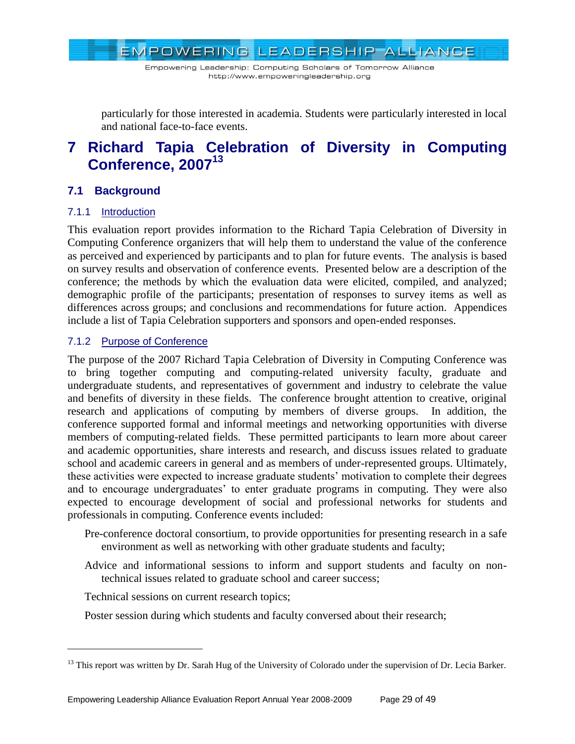particularly for those interested in academia. Students were particularly interested in local and national face-to-face events.

# 7 Richard Tapia Celebration of Diversity in Computing Conference, 2007[13]

## 7.1 Background

### 7.1.1 Introduction

This evaluation report provides information to the Richard Tapia Celebration of Diversity in Computing Conference organizers that will help them to understand the value of the conference as perceived and experienced by participants and to plan for future events. The analysis is based on survey results and observation of conference events. Presented below are a description of the conference; the methods by which the evaluation data were elicited, compiled, and analyzed; demographic profile of the participants; presentation of responses to survey items as well as differences across groups; and conclusions and recommendations for future action. Appendices include a list of Tapia Celebration supporters and sponsors and open-ended responses.

### 7.1.2 Purpose of Conference

The purpose of the 2007 Richard Tapia Celebration of Diversity in Computing Conference was to bring together computing and computing-related university faculty, graduate and undergraduate students, and representatives of government and industry to celebrate the value and benefits of diversity in these fields. The conference brought attention to creative, original research and applications of computing by members of diverse groups. In addition, the conference supported formal and informal meetings and networking opportunities with diverse members of computing-related fields. These permitted participants to learn more about career and academic opportunities, share interests and research, and discuss issues related to graduate school and academic careers in general and as members of under-represented groups. Ultimately, these activities were expected to increase graduate students' motivation to complete their degrees and to encourage undergraduates' to enter graduate programs in computing. They were also expected to encourage development of social and professional networks for students and professionals in computing. Conference events included:

- Pre-conference doctoral consortium, to provide opportunities for presenting research in a safe environment as well as networking with other graduate students and faculty;
- Advice and informational sessions to inform and support students and faculty on non-technical issues related to graduate school and career success;
- Technical sessions on current research topics;
- Poster session during which students and faculty conversed about their research;

---

[13] This report was written by Dr. Sarah Hug of the University of Colorado under the supervision of Dr. Lecia Barker.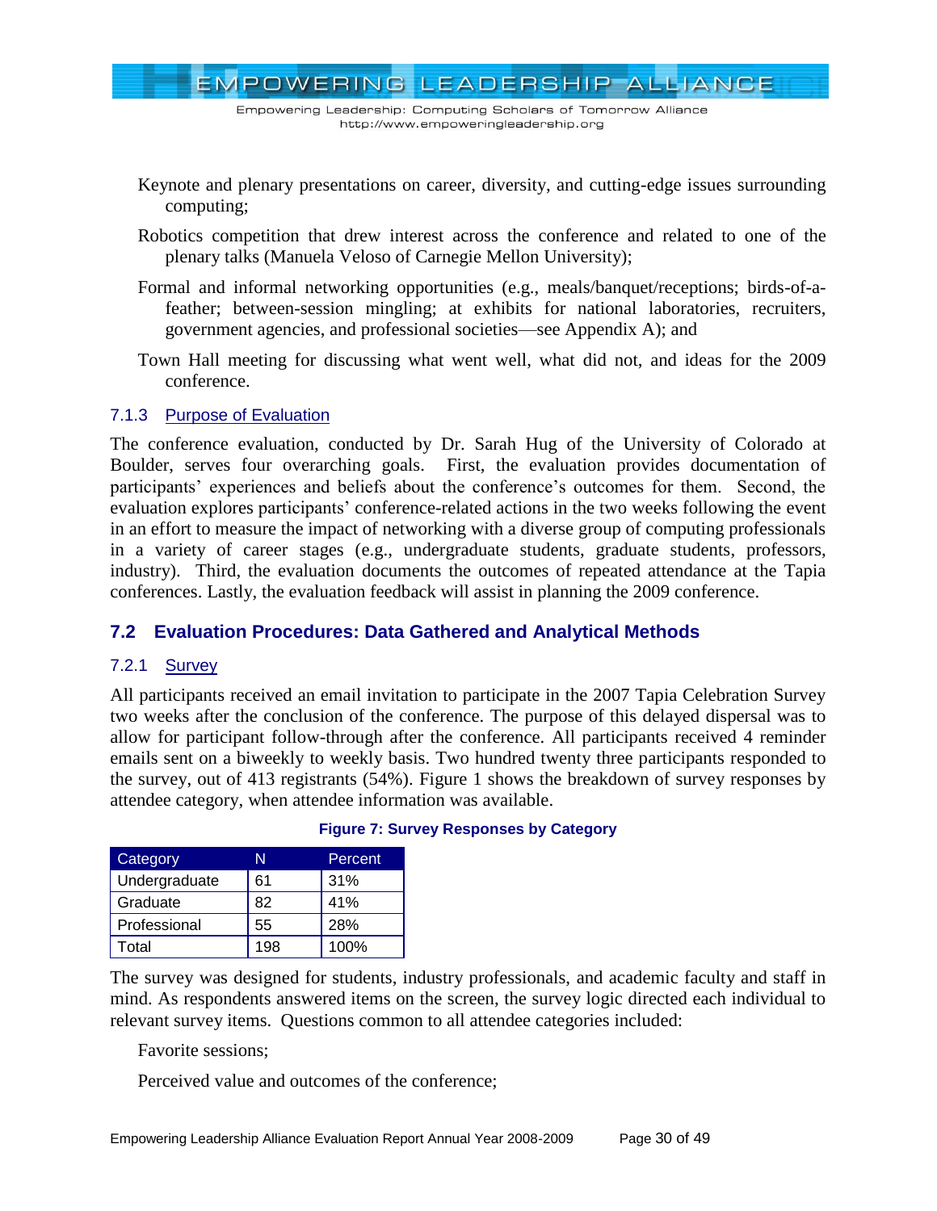Keynote and plenary presentations on career, diversity, and cutting-edge issues surrounding computing;

Robotics competition that drew interest across the conference and related to one of the plenary talks (Manuela Veloso of Carnegie Mellon University);

Formal and informal networking opportunities (e.g., meals/banquet/receptions; birds-of-a-feather; between-session mingling; at exhibits for national laboratories, recruiters, government agencies, and professional societies—see Appendix A); and

Town Hall meeting for discussing what went well, what did not, and ideas for the 2009 conference.

### 7.1.3 Purpose of Evaluation

The conference evaluation, conducted by Dr. Sarah Hug of the University of Colorado at Boulder, serves four overarching goals. First, the evaluation provides documentation of participants' experiences and beliefs about the conference's outcomes for them. Second, the evaluation explores participants' conference-related actions in the two weeks following the event in an effort to measure the impact of networking with a diverse group of computing professionals in a variety of career stages (e.g., undergraduate students, graduate students, professors, industry). Third, the evaluation documents the outcomes of repeated attendance at the Tapia conferences. Lastly, the evaluation feedback will assist in planning the 2009 conference.

## 7.2 Evaluation Procedures: Data Gathered and Analytical Methods

### 7.2.1 Survey

All participants received an email invitation to participate in the 2007 Tapia Celebration Survey two weeks after the conclusion of the conference. The purpose of this delayed dispersal was to allow for participant follow-through after the conference. All participants received 4 reminder emails sent on a biweekly to weekly basis. Two hundred twenty three participants responded to the survey, out of 413 registrants (54%). Figure 1 shows the breakdown of survey responses by attendee category, when attendee information was available.

**Figure 7: Survey Responses by Category**

| Category | N | Percent |
|---|---|---|
| Undergraduate | 61 | 31% |
| Graduate | 82 | 41% |
| Professional | 55 | 28% |
| Total | 198 | 100% |

The survey was designed for students, industry professionals, and academic faculty and staff in mind. As respondents answered items on the screen, the survey logic directed each individual to relevant survey items. Questions common to all attendee categories included:

Favorite sessions;

Perceived value and outcomes of the conference;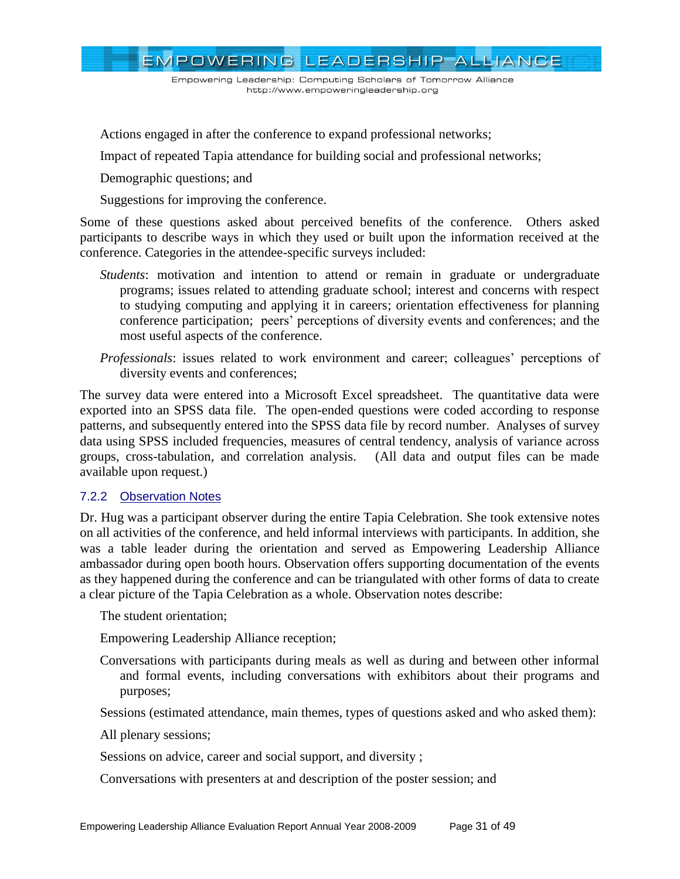Actions engaged in after the conference to expand professional networks;

Impact of repeated Tapia attendance for building social and professional networks;

Demographic questions; and

Suggestions for improving the conference.

Some of these questions asked about perceived benefits of the conference. Others asked participants to describe ways in which they used or built upon the information received at the conference. Categories in the attendee-specific surveys included:

*Students*: motivation and intention to attend or remain in graduate or undergraduate programs; issues related to attending graduate school; interest and concerns with respect to studying computing and applying it in careers; orientation effectiveness for planning conference participation; peers' perceptions of diversity events and conferences; and the most useful aspects of the conference.

*Professionals*: issues related to work environment and career; colleagues' perceptions of diversity events and conferences;

The survey data were entered into a Microsoft Excel spreadsheet. The quantitative data were exported into an SPSS data file. The open-ended questions were coded according to response patterns, and subsequently entered into the SPSS data file by record number. Analyses of survey data using SPSS included frequencies, measures of central tendency, analysis of variance across groups, cross-tabulation, and correlation analysis. (All data and output files can be made available upon request.)

### 7.2.2 Observation Notes

Dr. Hug was a participant observer during the entire Tapia Celebration. She took extensive notes on all activities of the conference, and held informal interviews with participants. In addition, she was a table leader during the orientation and served as Empowering Leadership Alliance ambassador during open booth hours. Observation offers supporting documentation of the events as they happened during the conference and can be triangulated with other forms of data to create a clear picture of the Tapia Celebration as a whole. Observation notes describe:

The student orientation;

Empowering Leadership Alliance reception;

Conversations with participants during meals as well as during and between other informal and formal events, including conversations with exhibitors about their programs and purposes;

Sessions (estimated attendance, main themes, types of questions asked and who asked them):

All plenary sessions;

Sessions on advice, career and social support, and diversity ;

Conversations with presenters at and description of the poster session; and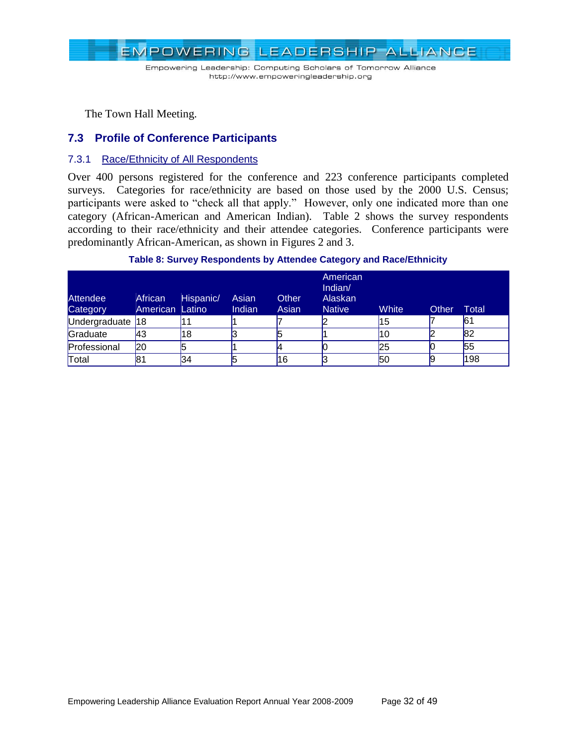The Town Hall Meeting.

## 7.3 Profile of Conference Participants

### 7.3.1 Race/Ethnicity of All Respondents

Over 400 persons registered for the conference and 223 conference participants completed surveys. Categories for race/ethnicity are based on those used by the 2000 U.S. Census; participants were asked to "check all that apply." However, only one indicated more than one category (African-American and American Indian). Table 2 shows the survey respondents according to their race/ethnicity and their attendee categories. Conference participants were predominantly African-American, as shown in Figures 2 and 3.

**Table 8: Survey Respondents by Attendee Category and Race/Ethnicity**

| Attendee Category | African American | Hispanic/ Latino | Asian Indian | Other Asian | American Indian/ Alaskan Native | White | Other | Total |
|---|---|---|---|---|---|---|---|---|
| Undergraduate | 18 | 11 | 1 | 7 | 2 | 15 | 7 | 61 |
| Graduate | 43 | 18 | 3 | 5 | 1 | 10 | 2 | 82 |
| Professional | 20 | 5 | 1 | 4 | 0 | 25 | 0 | 55 |
| Total | 81 | 34 | 5 | 16 | 3 | 50 | 9 | 198 |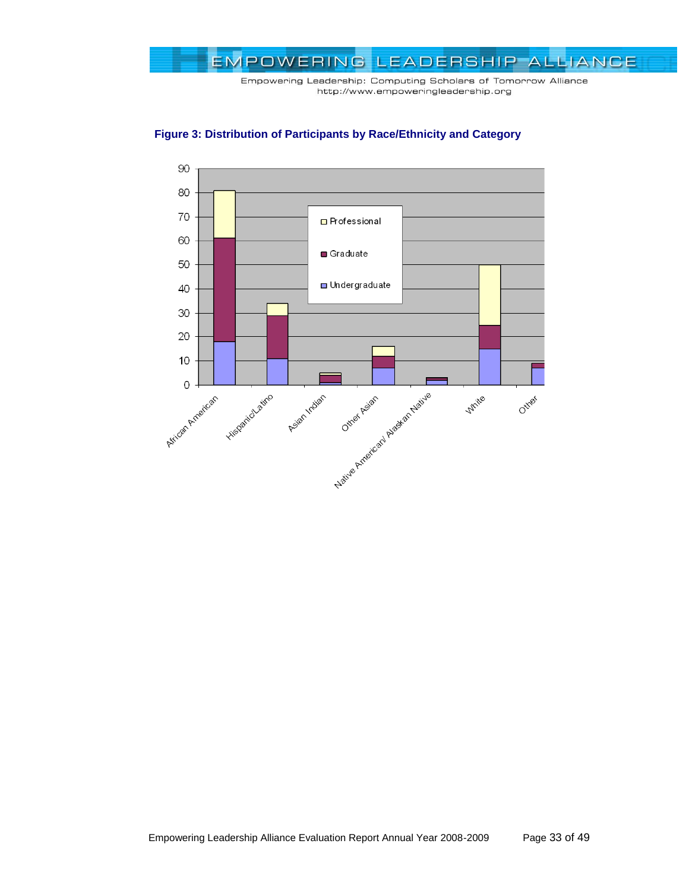**Figure 3: Distribution of Participants by Race/Ethnicity and Category**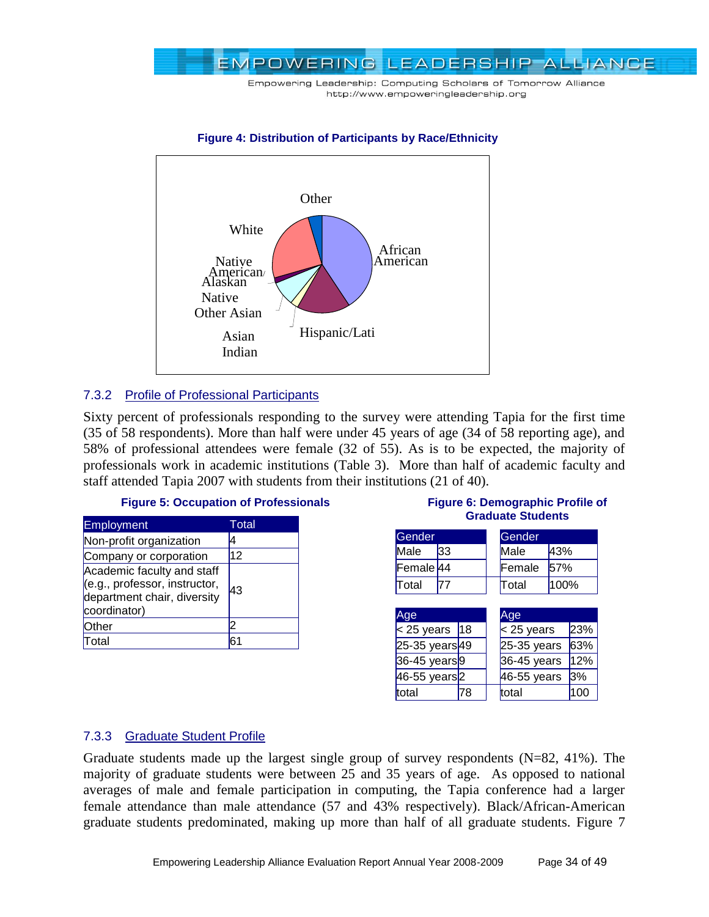**Figure 4: Distribution of Participants by Race/Ethnicity**

### 7.3.2 Profile of Professional Participants

Sixty percent of professionals responding to the survey were attending Tapia for the first time (35 of 58 respondents). More than half were under 45 years of age (34 of 58 reporting age), and 58% of professional attendees were female (32 of 55). As is to be expected, the majority of professionals work in academic institutions (Table 3). More than half of academic faculty and staff attended Tapia 2007 with students from their institutions (21 of 40).

**Figure 5: Occupation of Professionals**

| Employment | Total |
|---|---|
| Non-profit organization | 4 |
| Company or corporation | 12 |
| Academic faculty and staff (e.g., professor, instructor, department chair, diversity coordinator) | 43 |
| Other | 2 |
| Total | 61 |

**Figure 6: Demographic Profile of Graduate Students**

| Gender | | Gender | |
|---|---|---|---|
| Male | 33 | Male | 43% |
| Female | 44 | Female | 57% |
| Total | 77 | Total | 100% |

| Age | | Age | |
|---|---|---|---|
| < 25 years | 18 | < 25 years | 23% |
| 25-35 years | 49 | 25-35 years | 63% |
| 36-45 years | 9 | 36-45 years | 12% |
| 46-55 years | 2 | 46-55 years | 3% |
| total | 78 | total | 100 |

### 7.3.3 Graduate Student Profile

Graduate students made up the largest single group of survey respondents (N=82, 41%). The majority of graduate students were between 25 and 35 years of age. As opposed to national averages of male and female participation in computing, the Tapia conference had a larger female attendance than male attendance (57 and 43% respectively). Black/African-American graduate students predominated, making up more than half of all graduate students. Figure 7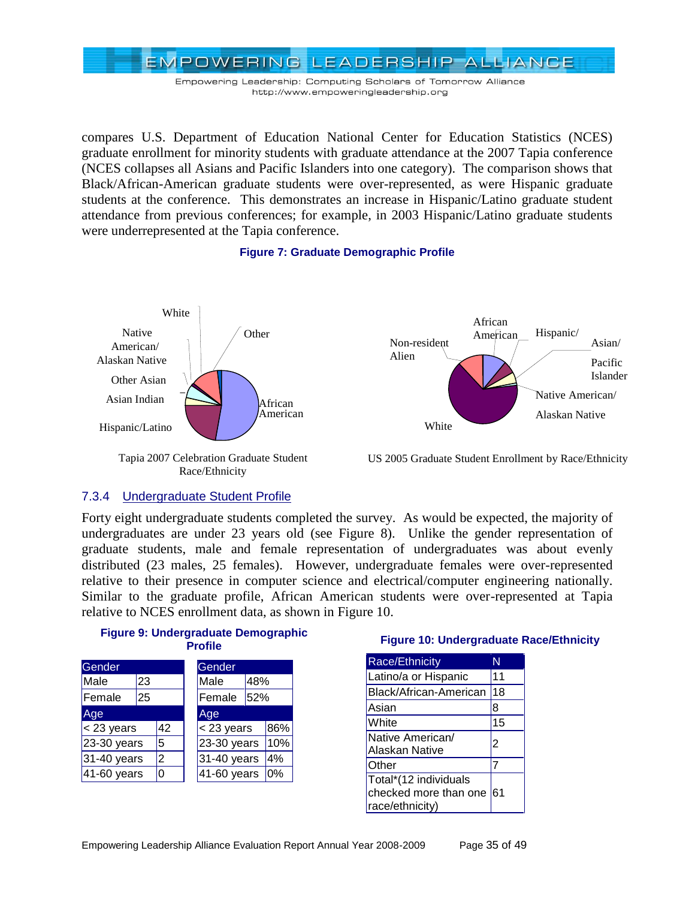compares U.S. Department of Education National Center for Education Statistics (NCES) graduate enrollment for minority students with graduate attendance at the 2007 Tapia conference (NCES collapses all Asians and Pacific Islanders into one category). The comparison shows that Black/African-American graduate students were over-represented, as were Hispanic graduate students at the conference. This demonstrates an increase in Hispanic/Latino graduate student attendance from previous conferences; for example, in 2003 Hispanic/Latino graduate students were underrepresented at the Tapia conference.

**Figure 7: Graduate Demographic Profile**

Tapia 2007 Celebration Graduate Student Race/Ethnicity

US 2005 Graduate Student Enrollment by Race/Ethnicity

### 7.3.4 Undergraduate Student Profile

Forty eight undergraduate students completed the survey. As would be expected, the majority of undergraduates are under 23 years old (see Figure 8). Unlike the gender representation of graduate students, male and female representation of undergraduates was about evenly distributed (23 males, 25 females). However, undergraduate females were over-represented relative to their presence in computer science and electrical/computer engineering nationally. Similar to the graduate profile, African American students were over-represented at Tapia relative to NCES enrollment data, as shown in Figure 10.

**Figure 9: Undergraduate Demographic Profile**

| Gender | |
|---|---|
| Male | 23 |
| Female | 25 |
| **Age** | |
| < 23 years | 42 |
| 23-30 years | 5 |
| 31-40 years | 2 |
| 41-60 years | 0 |

| Gender | |
|---|---|
| Male | 48% |
| Female | 52% |
| **Age** | |
| < 23 years | 86% |
| 23-30 years | 10% |
| 31-40 years | 4% |
| 41-60 years | 0% |

**Figure 10: Undergraduate Race/Ethnicity**

| Race/Ethnicity | N |
|---|---|
| Latino/a or Hispanic | 11 |
| Black/African-American | 18 |
| Asian | 8 |
| White | 15 |
| Native American/ Alaskan Native | 2 |
| Other | 7 |
| Total*(12 individuals checked more than one race/ethnicity) | 61 |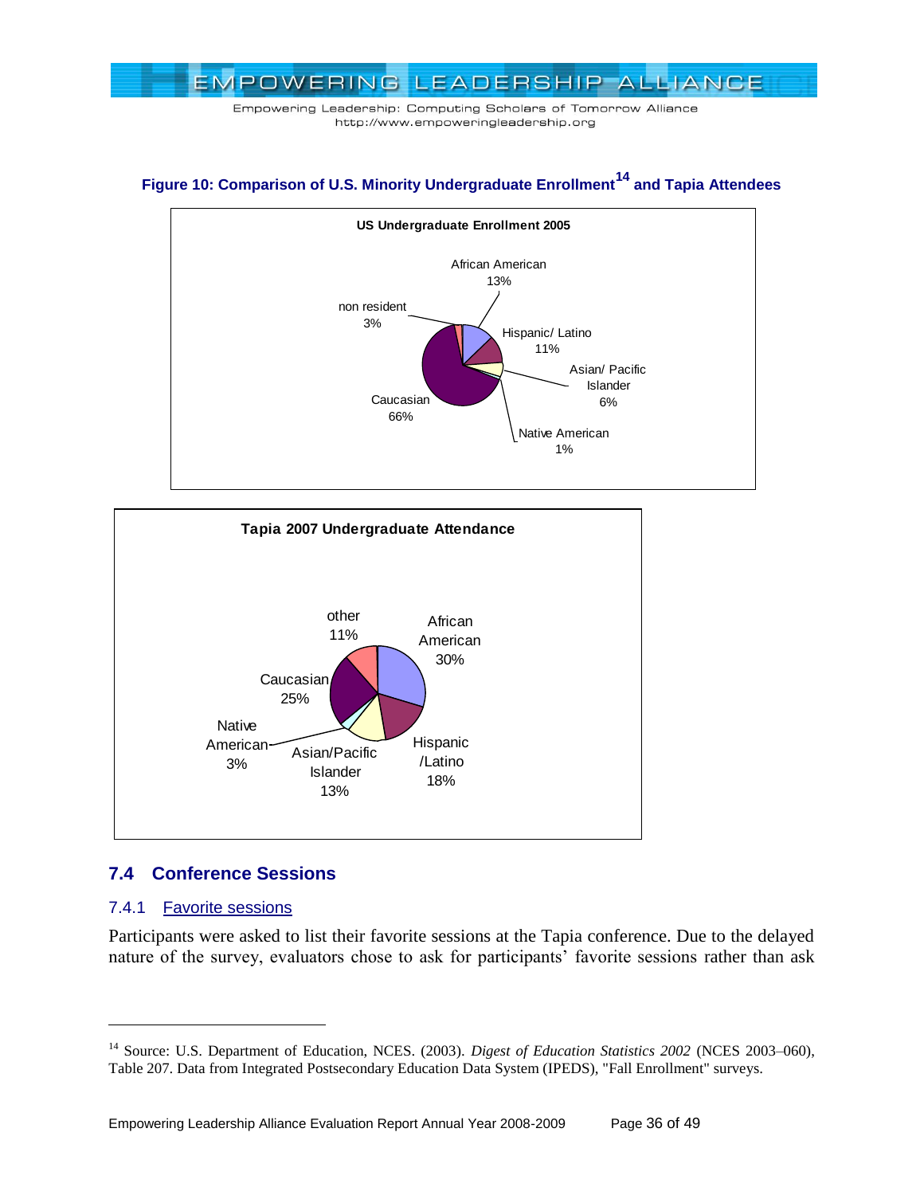**Figure 10: Comparison of U.S. Minority Undergraduate Enrollment[14] and Tapia Attendees**

**US Undergraduate Enrollment 2005**

African American 13%
Hispanic/ Latino 11%
Asian/ Pacific Islander 6%
Native American 1%
Caucasian 66%
non resident 3%

**Tapia 2007 Undergraduate Attendance**

African American 30%
Hispanic /Latino 18%
Asian/Pacific Islander 13%
Native American 3%
Caucasian 25%
other 11%

## 7.4 Conference Sessions

### 7.4.1 Favorite sessions

Participants were asked to list their favorite sessions at the Tapia conference. Due to the delayed nature of the survey, evaluators chose to ask for participants' favorite sessions rather than ask

---

[14] Source: U.S. Department of Education, NCES. (2003). *Digest of Education Statistics 2002* (NCES 2003–060), Table 207. Data from Integrated Postsecondary Education Data System (IPEDS), "Fall Enrollment" surveys.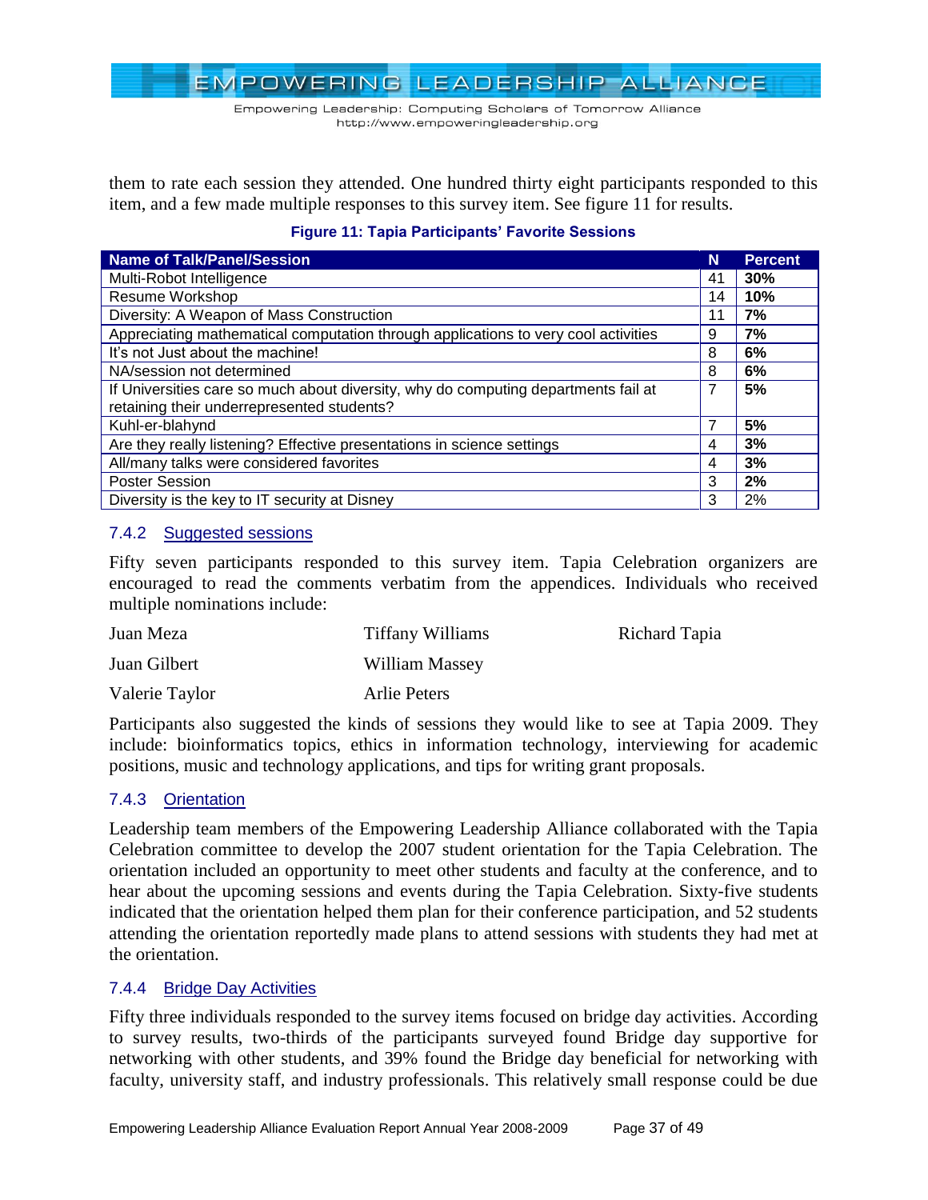them to rate each session they attended. One hundred thirty eight participants responded to this item, and a few made multiple responses to this survey item. See figure 11 for results.

**Figure 11: Tapia Participants' Favorite Sessions**

| Name of Talk/Panel/Session | N | Percent |
|---|---|---|
| Multi-Robot Intelligence | 41 | **30%** |
| Resume Workshop | 14 | **10%** |
| Diversity: A Weapon of Mass Construction | 11 | **7%** |
| Appreciating mathematical computation through applications to very cool activities | 9 | **7%** |
| It's not Just about the machine! | 8 | **6%** |
| NA/session not determined | 8 | **6%** |
| If Universities care so much about diversity, why do computing departments fail at retaining their underrepresented students? | 7 | **5%** |
| Kuhl-er-blahynd | 7 | **5%** |
| Are they really listening? Effective presentations in science settings | 4 | **3%** |
| All/many talks were considered favorites | 4 | **3%** |
| Poster Session | 3 | **2%** |
| Diversity is the key to IT security at Disney | 3 | 2% |

### 7.4.2 Suggested sessions

Fifty seven participants responded to this survey item. Tapia Celebration organizers are encouraged to read the comments verbatim from the appendices. Individuals who received multiple nominations include:

- Juan Meza
- Juan Gilbert
- Valerie Taylor
- Tiffany Williams
- William Massey
- Arlie Peters
- Richard Tapia

Participants also suggested the kinds of sessions they would like to see at Tapia 2009. They include: bioinformatics topics, ethics in information technology, interviewing for academic positions, music and technology applications, and tips for writing grant proposals.

### 7.4.3 Orientation

Leadership team members of the Empowering Leadership Alliance collaborated with the Tapia Celebration committee to develop the 2007 student orientation for the Tapia Celebration. The orientation included an opportunity to meet other students and faculty at the conference, and to hear about the upcoming sessions and events during the Tapia Celebration. Sixty-five students indicated that the orientation helped them plan for their conference participation, and 52 students attending the orientation reportedly made plans to attend sessions with students they had met at the orientation.

### 7.4.4 Bridge Day Activities

Fifty three individuals responded to the survey items focused on bridge day activities. According to survey results, two-thirds of the participants surveyed found Bridge day supportive for networking with other students, and 39% found the Bridge day beneficial for networking with faculty, university staff, and industry professionals. This relatively small response could be due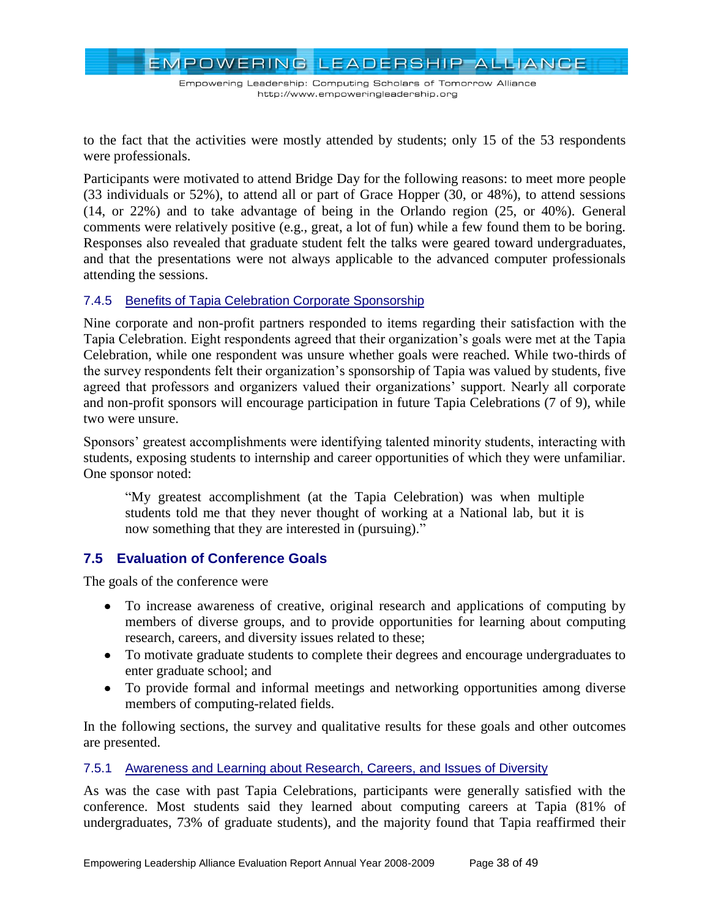to the fact that the activities were mostly attended by students; only 15 of the 53 respondents were professionals.

Participants were motivated to attend Bridge Day for the following reasons: to meet more people (33 individuals or 52%), to attend all or part of Grace Hopper (30, or 48%), to attend sessions (14, or 22%) and to take advantage of being in the Orlando region (25, or 40%). General comments were relatively positive (e.g., great, a lot of fun) while a few found them to be boring. Responses also revealed that graduate student felt the talks were geared toward undergraduates, and that the presentations were not always applicable to the advanced computer professionals attending the sessions.

### 7.4.5 Benefits of Tapia Celebration Corporate Sponsorship

Nine corporate and non-profit partners responded to items regarding their satisfaction with the Tapia Celebration. Eight respondents agreed that their organization's goals were met at the Tapia Celebration, while one respondent was unsure whether goals were reached. While two-thirds of the survey respondents felt their organization's sponsorship of Tapia was valued by students, five agreed that professors and organizers valued their organizations' support. Nearly all corporate and non-profit sponsors will encourage participation in future Tapia Celebrations (7 of 9), while two were unsure.

Sponsors' greatest accomplishments were identifying talented minority students, interacting with students, exposing students to internship and career opportunities of which they were unfamiliar. One sponsor noted:

> "My greatest accomplishment (at the Tapia Celebration) was when multiple students told me that they never thought of working at a National lab, but it is now something that they are interested in (pursuing)."

## 7.5 Evaluation of Conference Goals

The goals of the conference were

- To increase awareness of creative, original research and applications of computing by members of diverse groups, and to provide opportunities for learning about computing research, careers, and diversity issues related to these;
- To motivate graduate students to complete their degrees and encourage undergraduates to enter graduate school; and
- To provide formal and informal meetings and networking opportunities among diverse members of computing-related fields.

In the following sections, the survey and qualitative results for these goals and other outcomes are presented.

### 7.5.1 Awareness and Learning about Research, Careers, and Issues of Diversity

As was the case with past Tapia Celebrations, participants were generally satisfied with the conference. Most students said they learned about computing careers at Tapia (81% of undergraduates, 73% of graduate students), and the majority found that Tapia reaffirmed their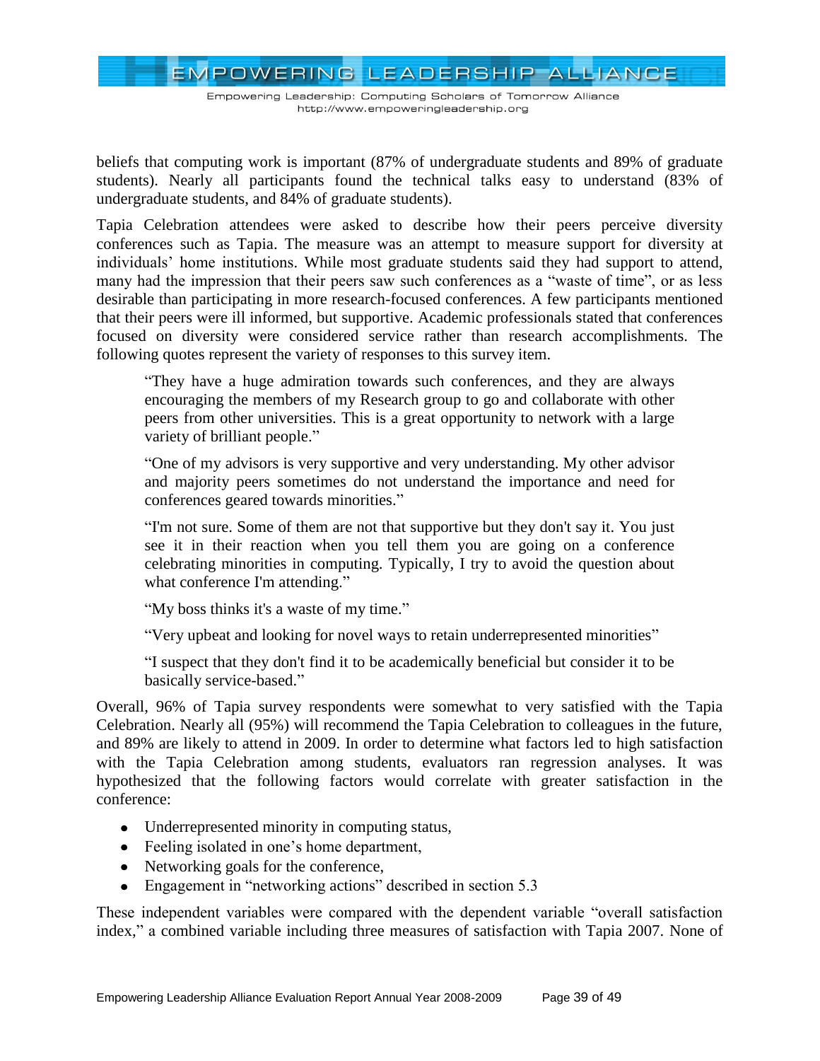beliefs that computing work is important (87% of undergraduate students and 89% of graduate students). Nearly all participants found the technical talks easy to understand (83% of undergraduate students, and 84% of graduate students).

Tapia Celebration attendees were asked to describe how their peers perceive diversity conferences such as Tapia. The measure was an attempt to measure support for diversity at individuals' home institutions. While most graduate students said they had support to attend, many had the impression that their peers saw such conferences as a "waste of time", or as less desirable than participating in more research-focused conferences. A few participants mentioned that their peers were ill informed, but supportive. Academic professionals stated that conferences focused on diversity were considered service rather than research accomplishments. The following quotes represent the variety of responses to this survey item.

> "They have a huge admiration towards such conferences, and they are always encouraging the members of my Research group to go and collaborate with other peers from other universities. This is a great opportunity to network with a large variety of brilliant people."
>
> "One of my advisors is very supportive and very understanding. My other advisor and majority peers sometimes do not understand the importance and need for conferences geared towards minorities."
>
> "I'm not sure. Some of them are not that supportive but they don't say it. You just see it in their reaction when you tell them you are going on a conference celebrating minorities in computing. Typically, I try to avoid the question about what conference I'm attending."
>
> "My boss thinks it's a waste of my time."
>
> "Very upbeat and looking for novel ways to retain underrepresented minorities"
>
> "I suspect that they don't find it to be academically beneficial but consider it to be basically service-based."

Overall, 96% of Tapia survey respondents were somewhat to very satisfied with the Tapia Celebration. Nearly all (95%) will recommend the Tapia Celebration to colleagues in the future, and 89% are likely to attend in 2009. In order to determine what factors led to high satisfaction with the Tapia Celebration among students, evaluators ran regression analyses. It was hypothesized that the following factors would correlate with greater satisfaction in the conference:

- Underrepresented minority in computing status,
- Feeling isolated in one's home department,
- Networking goals for the conference,
- Engagement in "networking actions" described in section 5.3

These independent variables were compared with the dependent variable "overall satisfaction index," a combined variable including three measures of satisfaction with Tapia 2007. None of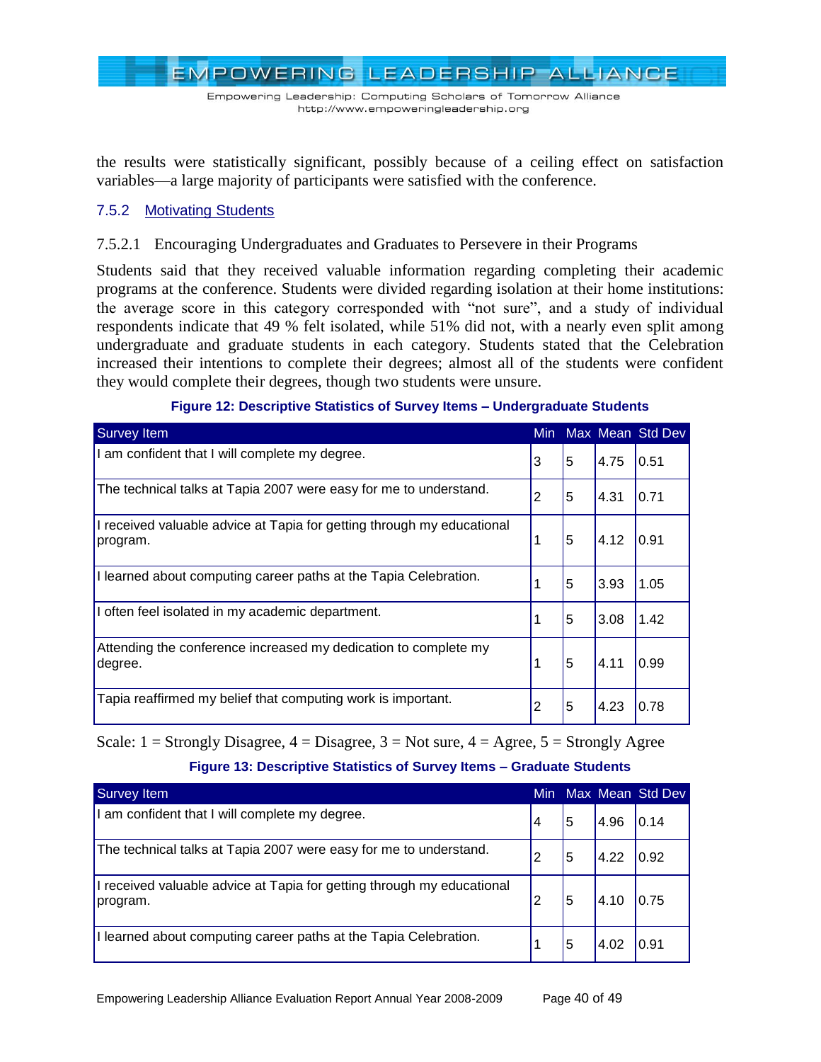the results were statistically significant, possibly because of a ceiling effect on satisfaction variables—a large majority of participants were satisfied with the conference.

### 7.5.2 Motivating Students

#### 7.5.2.1 Encouraging Undergraduates and Graduates to Persevere in their Programs

Students said that they received valuable information regarding completing their academic programs at the conference. Students were divided regarding isolation at their home institutions: the average score in this category corresponded with "not sure", and a study of individual respondents indicate that 49 % felt isolated, while 51% did not, with a nearly even split among undergraduate and graduate students in each category. Students stated that the Celebration increased their intentions to complete their degrees; almost all of the students were confident they would complete their degrees, though two students were unsure.

**Figure 12: Descriptive Statistics of Survey Items – Undergraduate Students**

| Survey Item | Min | Max | Mean | Std Dev |
|---|---|---|---|---|
| I am confident that I will complete my degree. | 3 | 5 | 4.75 | 0.51 |
| The technical talks at Tapia 2007 were easy for me to understand. | 2 | 5 | 4.31 | 0.71 |
| I received valuable advice at Tapia for getting through my educational program. | 1 | 5 | 4.12 | 0.91 |
| I learned about computing career paths at the Tapia Celebration. | 1 | 5 | 3.93 | 1.05 |
| I often feel isolated in my academic department. | 1 | 5 | 3.08 | 1.42 |
| Attending the conference increased my dedication to complete my degree. | 1 | 5 | 4.11 | 0.99 |
| Tapia reaffirmed my belief that computing work is important. | 2 | 5 | 4.23 | 0.78 |

Scale: 1 = Strongly Disagree, 4 = Disagree, 3 = Not sure, 4 = Agree, 5 = Strongly Agree

**Figure 13: Descriptive Statistics of Survey Items – Graduate Students**

| Survey Item | Min | Max | Mean | Std Dev |
|---|---|---|---|---|
| I am confident that I will complete my degree. | 4 | 5 | 4.96 | 0.14 |
| The technical talks at Tapia 2007 were easy for me to understand. | 2 | 5 | 4.22 | 0.92 |
| I received valuable advice at Tapia for getting through my educational program. | 2 | 5 | 4.10 | 0.75 |
| I learned about computing career paths at the Tapia Celebration. | 1 | 5 | 4.02 | 0.91 |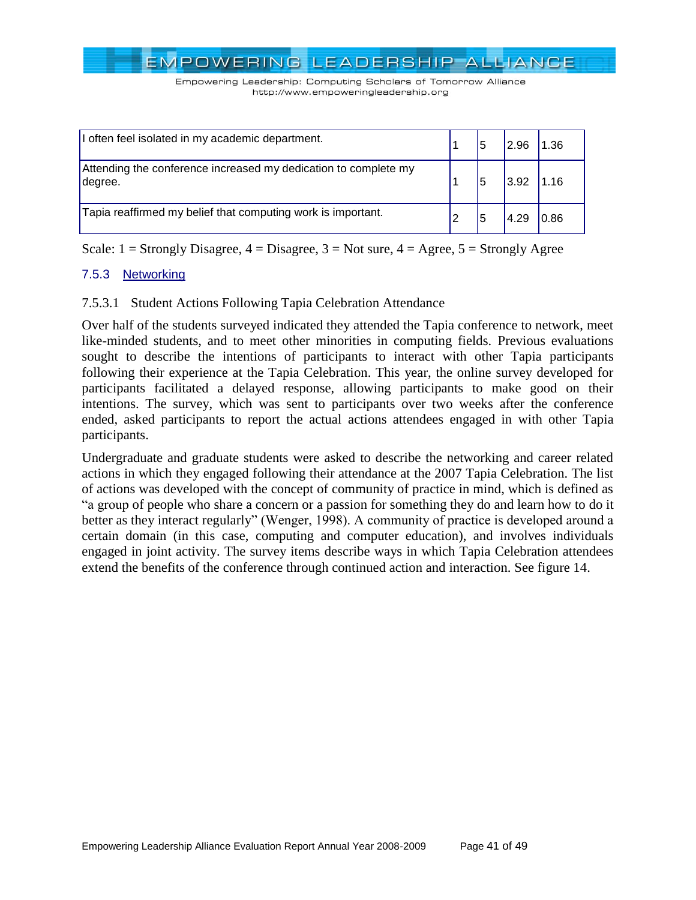| | | | | |
|---|---|---|---|---|
| I often feel isolated in my academic department. | 1 | 5 | 2.96 | 1.36 |
| Attending the conference increased my dedication to complete my degree. | 1 | 5 | 3.92 | 1.16 |
| Tapia reaffirmed my belief that computing work is important. | 2 | 5 | 4.29 | 0.86 |

Scale: 1 = Strongly Disagree, 4 = Disagree, 3 = Not sure, 4 = Agree, 5 = Strongly Agree

### 7.5.3 Networking

#### 7.5.3.1 Student Actions Following Tapia Celebration Attendance

Over half of the students surveyed indicated they attended the Tapia conference to network, meet like-minded students, and to meet other minorities in computing fields. Previous evaluations sought to describe the intentions of participants to interact with other Tapia participants following their experience at the Tapia Celebration. This year, the online survey developed for participants facilitated a delayed response, allowing participants to make good on their intentions. The survey, which was sent to participants over two weeks after the conference ended, asked participants to report the actual actions attendees engaged in with other Tapia participants.

Undergraduate and graduate students were asked to describe the networking and career related actions in which they engaged following their attendance at the 2007 Tapia Celebration. The list of actions was developed with the concept of community of practice in mind, which is defined as "a group of people who share a concern or a passion for something they do and learn how to do it better as they interact regularly" (Wenger, 1998). A community of practice is developed around a certain domain (in this case, computing and computer education), and involves individuals engaged in joint activity. The survey items describe ways in which Tapia Celebration attendees extend the benefits of the conference through continued action and interaction. See figure 14.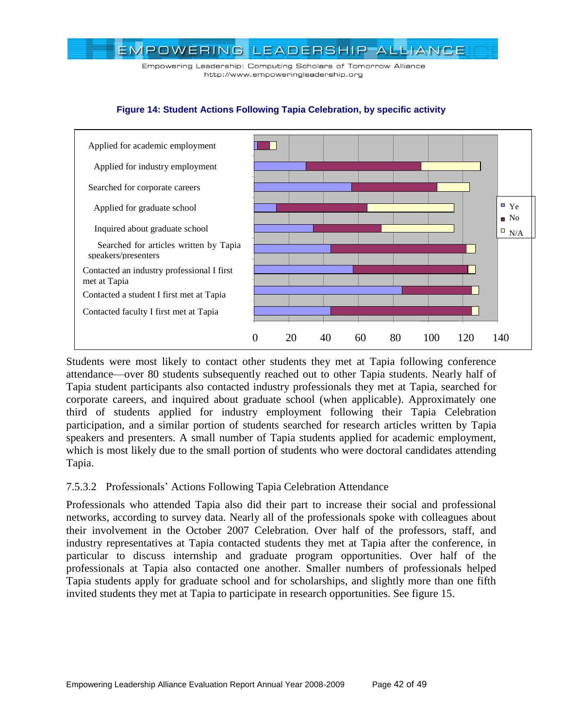**Figure 14: Student Actions Following Tapia Celebration, by specific activity**

Students were most likely to contact other students they met at Tapia following conference attendance—over 80 students subsequently reached out to other Tapia students. Nearly half of Tapia student participants also contacted industry professionals they met at Tapia, searched for corporate careers, and inquired about graduate school (when applicable). Approximately one third of students applied for industry employment following their Tapia Celebration participation, and a similar portion of students searched for research articles written by Tapia speakers and presenters. A small number of Tapia students applied for academic employment, which is most likely due to the small portion of students who were doctoral candidates attending Tapia.

### 7.5.3.2 Professionals' Actions Following Tapia Celebration Attendance

Professionals who attended Tapia also did their part to increase their social and professional networks, according to survey data. Nearly all of the professionals spoke with colleagues about their involvement in the October 2007 Celebration. Over half of the professors, staff, and industry representatives at Tapia contacted students they met at Tapia after the conference, in particular to discuss internship and graduate program opportunities. Over half of the professionals at Tapia also contacted one another. Smaller numbers of professionals helped Tapia students apply for graduate school and for scholarships, and slightly more than one fifth invited students they met at Tapia to participate in research opportunities. See figure 15.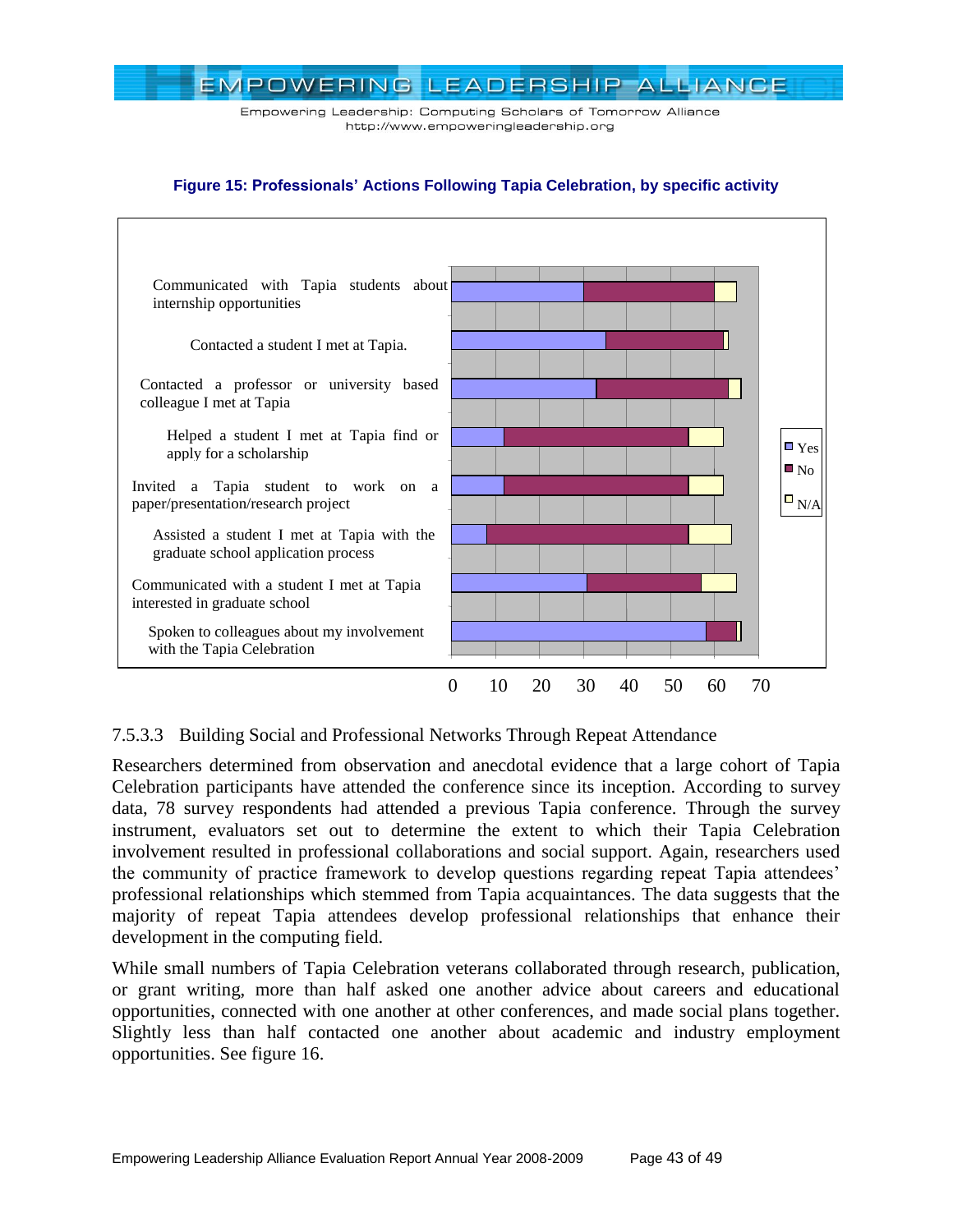**Figure 15: Professionals' Actions Following Tapia Celebration, by specific activity**

### 7.5.3.3 Building Social and Professional Networks Through Repeat Attendance

Researchers determined from observation and anecdotal evidence that a large cohort of Tapia Celebration participants have attended the conference since its inception. According to the survey data, 78 survey respondents had attended a previous Tapia conference. Through the survey instrument, evaluators set out to determine the extent to which their Tapia Celebration involvement resulted in professional collaborations and social support. Again, researchers used the community of practice framework to develop questions regarding repeat Tapia attendees' professional relationships which stemmed from Tapia acquaintances. The data suggests that the majority of repeat Tapia attendees develop professional relationships that enhance their development in the computing field.

While small numbers of Tapia Celebration veterans collaborated through research, publication, or grant writing, more than half asked one another advice about careers and educational opportunities, connected with one another at other conferences, and made social plans together. Slightly less than half contacted one another about academic and industry employment opportunities. See figure 16.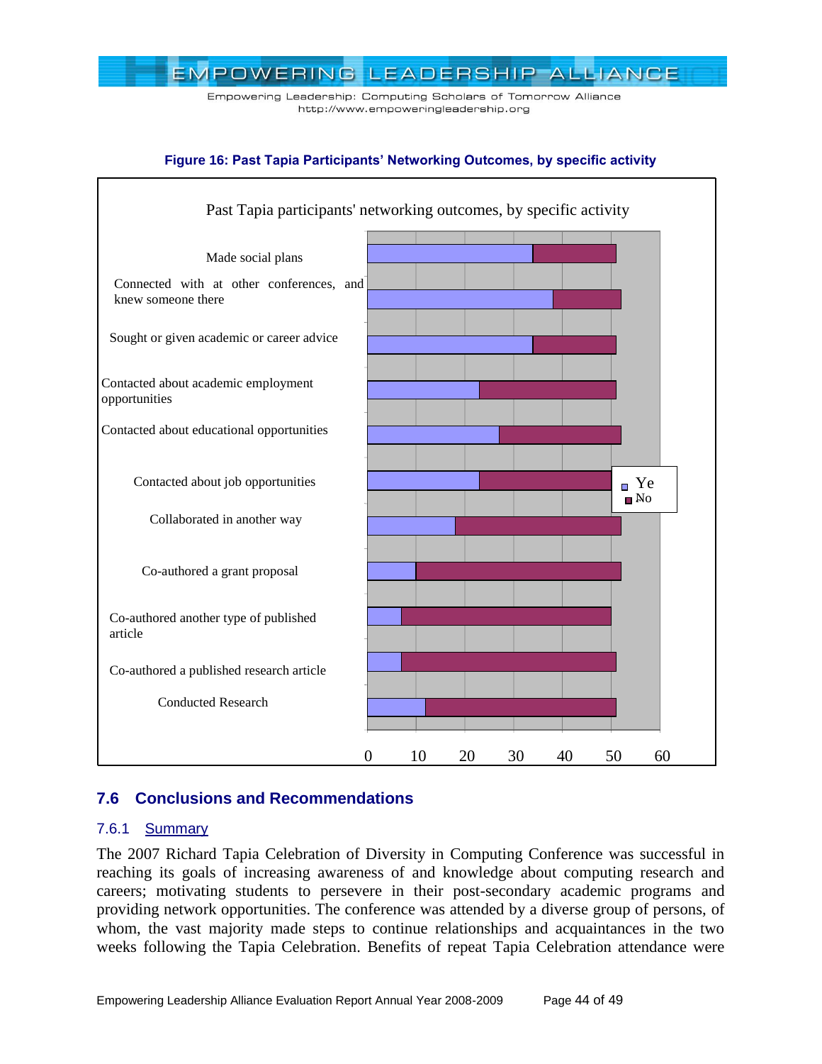**Figure 16: Past Tapia Participants' Networking Outcomes, by specific activity**

Past Tapia participants' networking outcomes, by specific activity

| Activity | Yes | No |
|---|---|---|
| Made social plans | 34 | 17 |
| Connected with at other conferences, and knew someone there | 38 | 14 |
| Sought or given academic or career advice | 34 | 17 |
| Contacted about academic employment opportunities | 23 | 28 |
| Contacted about educational opportunities | 27 | 25 |
| Contacted about job opportunities | 23 | 27 |
| Collaborated in another way | 18 | 34 |
| Co-authored a grant proposal | 10 | 42 |
| Co-authored another type of published article | 7 | 43 |
| Co-authored a published research article | 7 | 44 |
| Conducted Research | 12 | 39 |

## 7.6 Conclusions and Recommendations

### 7.6.1 Summary

The 2007 Richard Tapia Celebration of Diversity in Computing Conference was successful in reaching its goals of increasing awareness of and knowledge about computing research and careers; motivating students to persevere in their post-secondary academic programs and providing network opportunities. The conference was attended by a diverse group of persons, of whom, the vast majority made steps to continue relationships and acquaintances in the two weeks following the Tapia Celebration. Benefits of repeat Tapia Celebration attendance were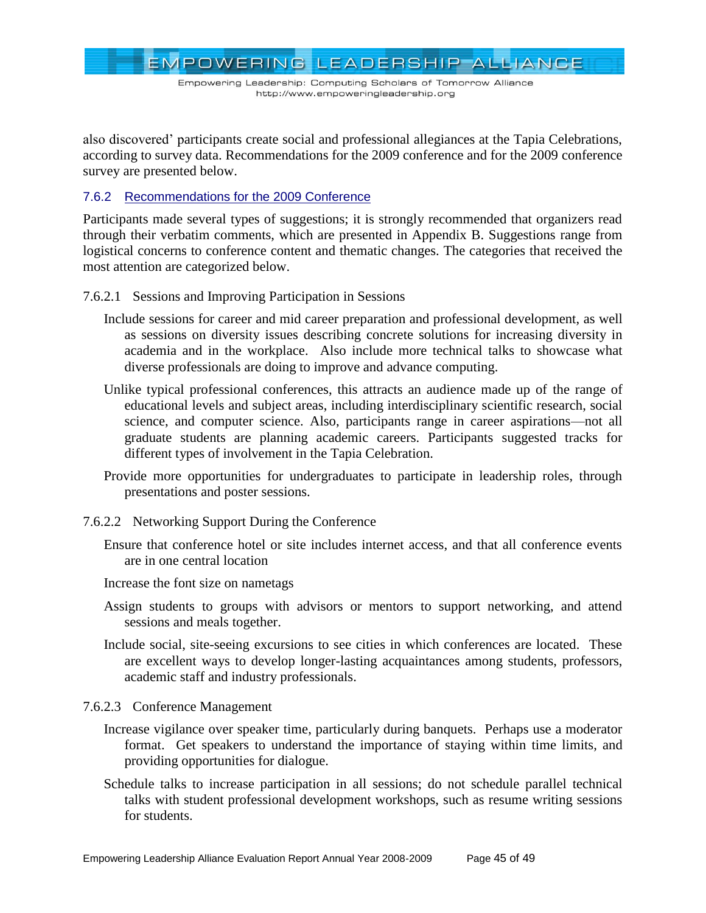also discovered' participants create social and professional allegiances at the Tapia Celebrations, according to survey data. Recommendations for the 2009 conference and for the 2009 conference survey are presented below.

### 7.6.2 Recommendations for the 2009 Conference

Participants made several types of suggestions; it is strongly recommended that organizers read through their verbatim comments, which are presented in Appendix B. Suggestions range from logistical concerns to conference content and thematic changes. The categories that received the most attention are categorized below.

#### 7.6.2.1 Sessions and Improving Participation in Sessions

Include sessions for career and mid career preparation and professional development, as well as sessions on diversity issues describing concrete solutions for increasing diversity in academia and in the workplace. Also include more technical talks to showcase what diverse professionals are doing to improve and advance computing.

Unlike typical professional conferences, this attracts an audience made up of the range of educational levels and subject areas, including interdisciplinary scientific research, social science, and computer science. Also, participants range in career aspirations—not all graduate students are planning academic careers. Participants suggested tracks for different types of involvement in the Tapia Celebration.

Provide more opportunities for undergraduates to participate in leadership roles, through presentations and poster sessions.

#### 7.6.2.2 Networking Support During the Conference

Ensure that conference hotel or site includes internet access, and that all conference events are in one central location

Increase the font size on nametags

Assign students to groups with advisors or mentors to support networking, and attend sessions and meals together.

Include social, site-seeing excursions to see cities in which conferences are located. These are excellent ways to develop longer-lasting acquaintances among students, professors, academic staff and industry professionals.

#### 7.6.2.3 Conference Management

Increase vigilance over speaker time, particularly during banquets. Perhaps use a moderator format. Get speakers to understand the importance of staying within time limits, and providing opportunities for dialogue.

Schedule talks to increase participation in all sessions; do not schedule parallel technical talks with student professional development workshops, such as resume writing sessions for students.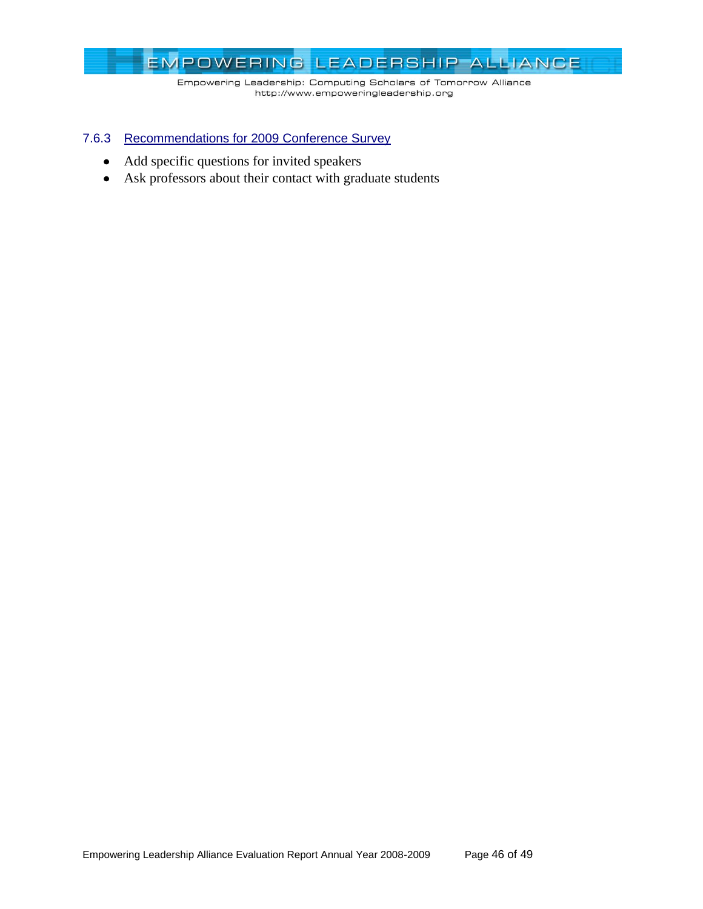### 7.6.3 Recommendations for 2009 Conference Survey

- Add specific questions for invited speakers
- Ask professors about their contact with graduate students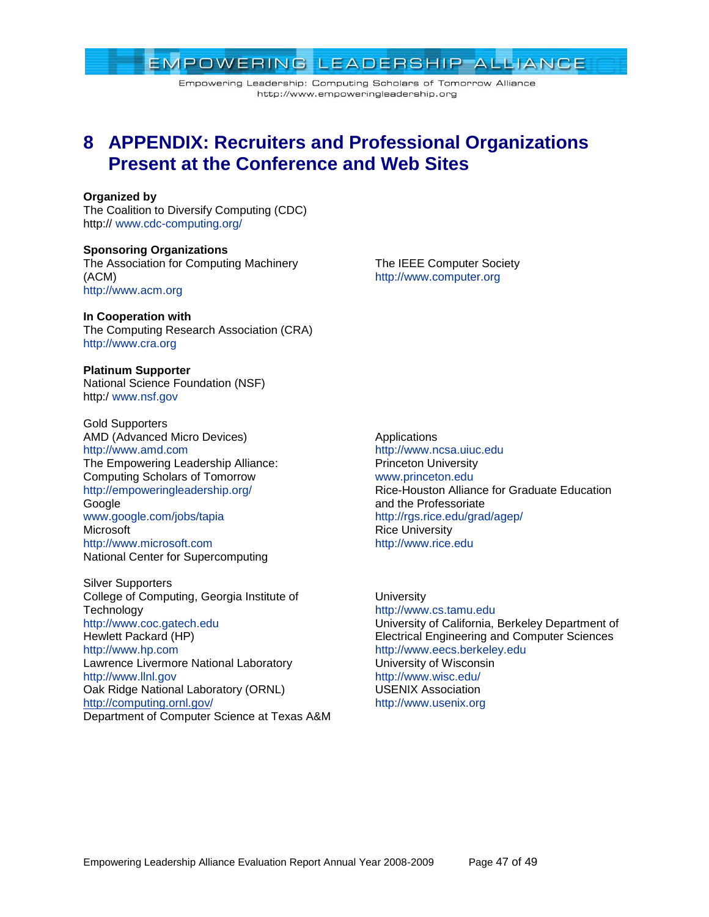# 8 APPENDIX: Recruiters and Professional Organizations Present at the Conference and Web Sites

**Organized by**
The Coalition to Diversify Computing (CDC)
http:// www.cdc-computing.org/

**Sponsoring Organizations**
The Association for Computing Machinery (ACM)
http://www.acm.org

The IEEE Computer Society
http://www.computer.org

**In Cooperation with**
The Computing Research Association (CRA)
http://www.cra.org

**Platinum Supporter**
National Science Foundation (NSF)
http:/ www.nsf.gov

Gold Supporters
AMD (Advanced Micro Devices)
http://www.amd.com
The Empowering Leadership Alliance: Computing Scholars of Tomorrow
http://empoweringleadership.org/
Google
www.google.com/jobs/tapia
Microsoft
http://www.microsoft.com
National Center for Supercomputing Applications
http://www.ncsa.uiuc.edu
Princeton University
www.princeton.edu
Rice-Houston Alliance for Graduate Education and the Professoriate
http://rgs.rice.edu/grad/agep/
Rice University
http://www.rice.edu

Silver Supporters
College of Computing, Georgia Institute of Technology
http://www.coc.gatech.edu
Hewlett Packard (HP)
http://www.hp.com
Lawrence Livermore National Laboratory
http://www.llnl.gov
Oak Ridge National Laboratory (ORNL)
http://computing.ornl.gov/
Department of Computer Science at Texas A&M University
http://www.cs.tamu.edu
University of California, Berkeley Department of Electrical Engineering and Computer Sciences
http://www.eecs.berkeley.edu
University of Wisconsin
http://www.wisc.edu/
USENIX Association
http://www.usenix.org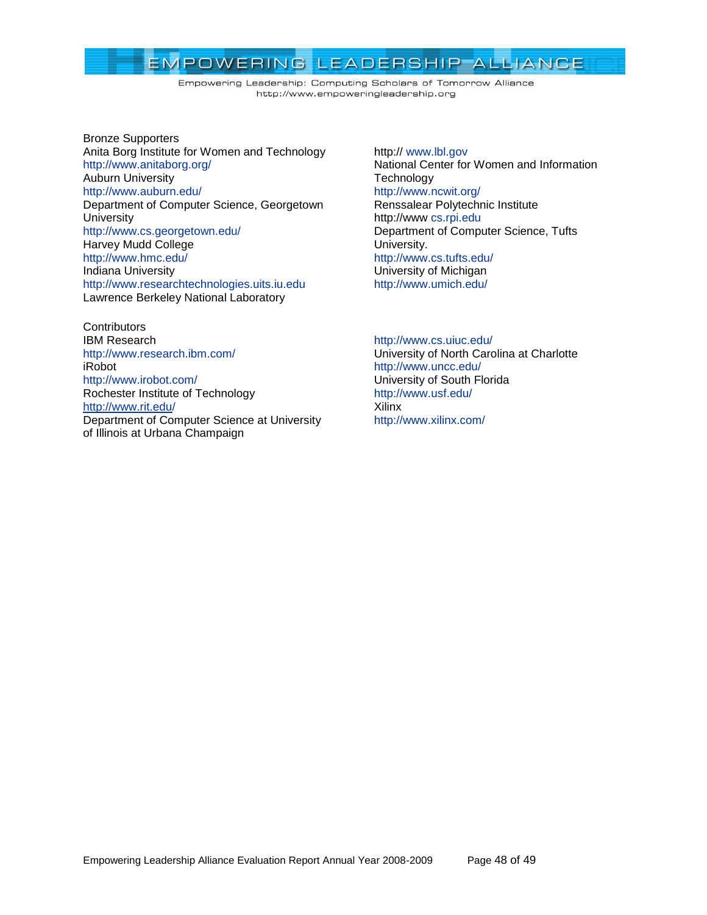Bronze Supporters

Anita Borg Institute for Women and Technology
http://www.anitaborg.org/

Auburn University
http://www.auburn.edu/

Department of Computer Science, Georgetown University
http://www.cs.georgetown.edu/

Harvey Mudd College
http://www.hmc.edu/

Indiana University
http://www.researchtechnologies.uits.iu.edu

Lawrence Berkeley National Laboratory
http:// www.lbl.gov

National Center for Women and Information Technology
http://www.ncwit.org/

Renssalear Polytechnic Institute
http://www cs.rpi.edu

Department of Computer Science, Tufts University.
http://www.cs.tufts.edu/

University of Michigan
http://www.umich.edu/

Contributors

IBM Research
http://www.research.ibm.com/

iRobot
http://www.irobot.com/

Rochester Institute of Technology
http://www.rit.edu/

Department of Computer Science at University of Illinois at Urbana Champaign
http://www.cs.uiuc.edu/

University of North Carolina at Charlotte
http://www.uncc.edu/

University of South Florida
http://www.usf.edu/

Xilinx
http://www.xilinx.com/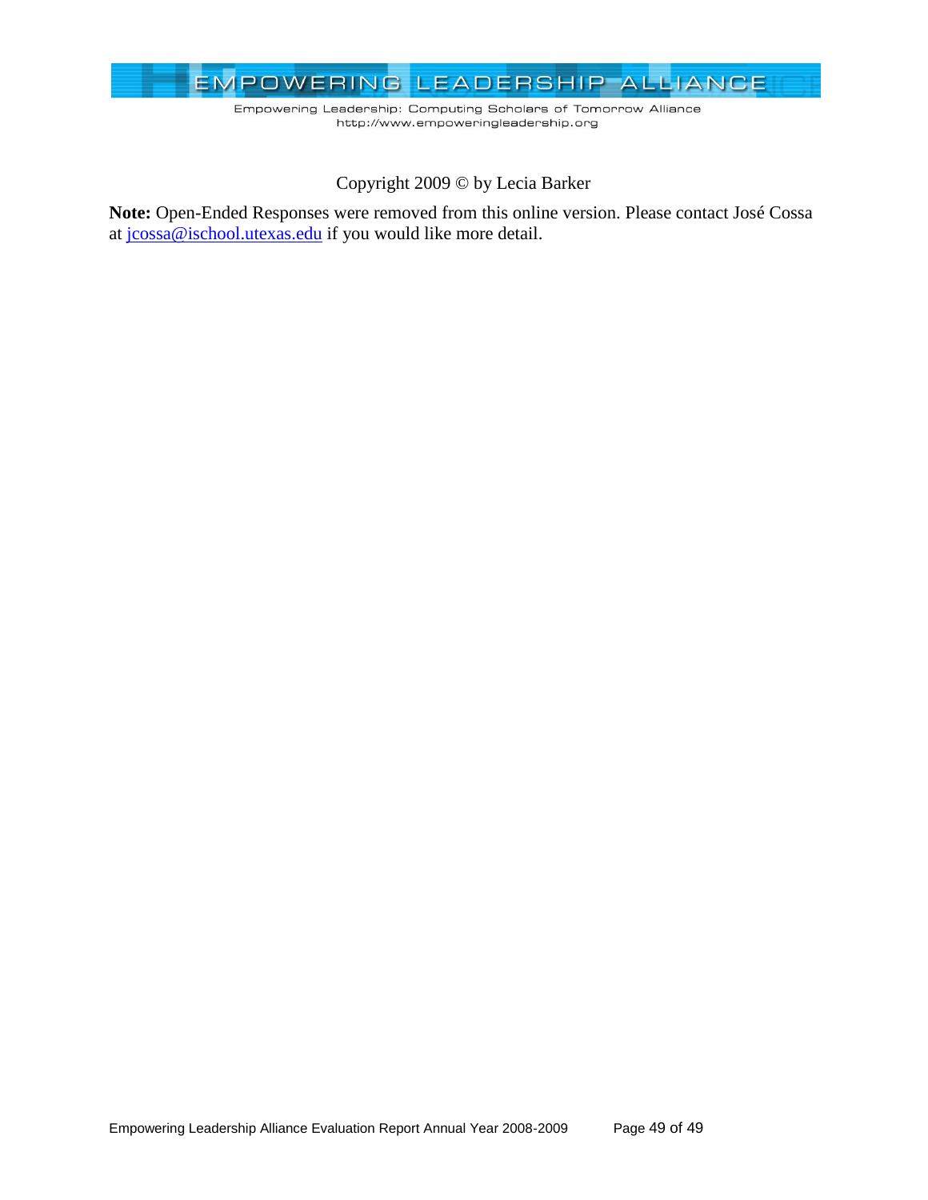Copyright 2009 © by Lecia Barker

**Note:** Open-Ended Responses were removed from this online version. Please contact José Cossa at jcossa@ischool.utexas.edu if you would like more detail.